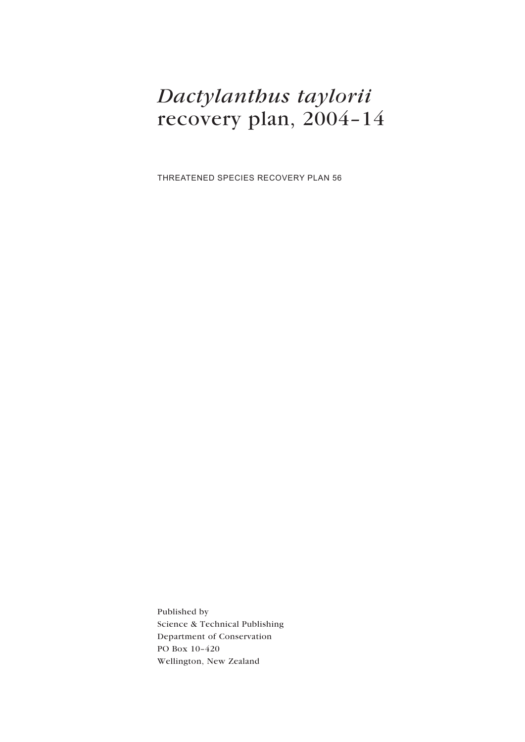# *Dactylanthus taylorii* recovery plan, 2004–14

THREATENED SPECIES RECOVERY PLAN 56

Published by
Science & Technical Publishing
Department of Conservation
PO Box 10–420
Wellington, New Zealand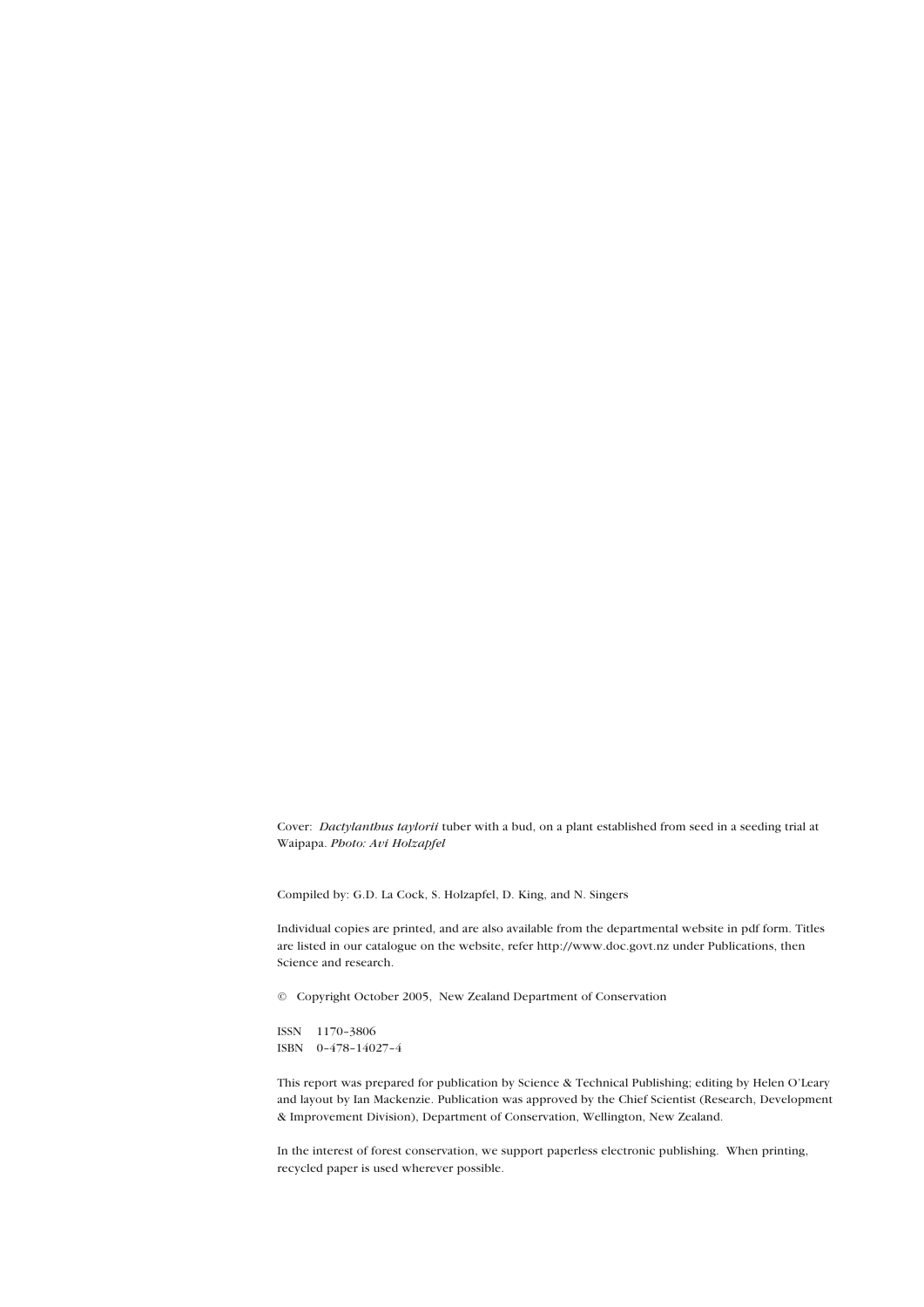Cover: *Dactylanthus taylorii* tuber with a bud, on a plant established from seed in a seeding trial at Waipapa. *Photo: Avi Holzapfel*

Compiled by: G.D. La Cock, S. Holzapfel, D. King, and N. Singers

Individual copies are printed, and are also available from the departmental website in pdf form. Titles are listed in our catalogue on the website, refer http://www.doc.govt.nz under Publications, then Science and research.

© Copyright October 2005, New Zealand Department of Conservation

ISSN 1170–3806
ISBN 0–478–14027–4

This report was prepared for publication by Science & Technical Publishing; editing by Helen O'Leary and layout by Ian Mackenzie. Publication was approved by the Chief Scientist (Research, Development & Improvement Division), Department of Conservation, Wellington, New Zealand.

In the interest of forest conservation, we support paperless electronic publishing. When printing, recycled paper is used wherever possible.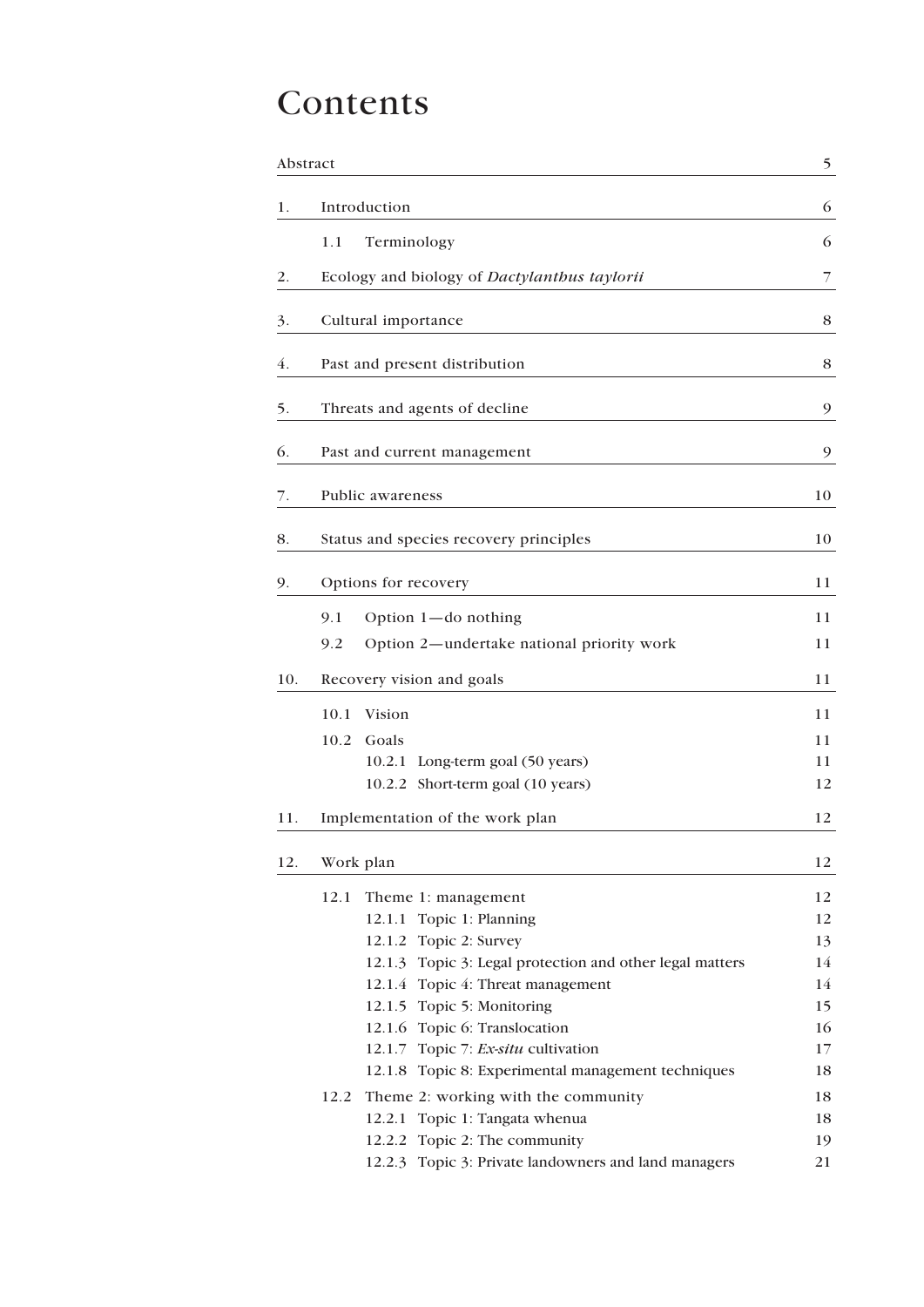# Contents

| | | |
|---|---|---|
| Abstract | | 5 |
| 1. | Introduction | 6 |
| | 1.1 Terminology | 6 |
| 2. | Ecology and biology of *Dactylanthus taylorii* | 7 |
| 3. | Cultural importance | 8 |
| 4. | Past and present distribution | 8 |
| 5. | Threats and agents of decline | 9 |
| 6. | Past and current management | 9 |
| 7. | Public awareness | 10 |
| 8. | Status and species recovery principles | 10 |
| 9. | Options for recovery | 11 |
| | 9.1 Option 1—do nothing | 11 |
| | 9.2 Option 2—undertake national priority work | 11 |
| 10. | Recovery vision and goals | 11 |
| | 10.1 Vision | 11 |
| | 10.2 Goals | 11 |
| | 10.2.1 Long-term goal (50 years) | 11 |
| | 10.2.2 Short-term goal (10 years) | 12 |
| 11. | Implementation of the work plan | 12 |
| 12. | Work plan | 12 |
| | 12.1 Theme 1: management | 12 |
| | 12.1.1 Topic 1: Planning | 12 |
| | 12.1.2 Topic 2: Survey | 13 |
| | 12.1.3 Topic 3: Legal protection and other legal matters | 14 |
| | 12.1.4 Topic 4: Threat management | 14 |
| | 12.1.5 Topic 5: Monitoring | 15 |
| | 12.1.6 Topic 6: Translocation | 16 |
| | 12.1.7 Topic 7: *Ex-situ* cultivation | 17 |
| | 12.1.8 Topic 8: Experimental management techniques | 18 |
| | 12.2 Theme 2: working with the community | 18 |
| | 12.2.1 Topic 1: Tangata whenua | 18 |
| | 12.2.2 Topic 2: The community | 19 |
| | 12.2.3 Topic 3: Private landowners and land managers | 21 |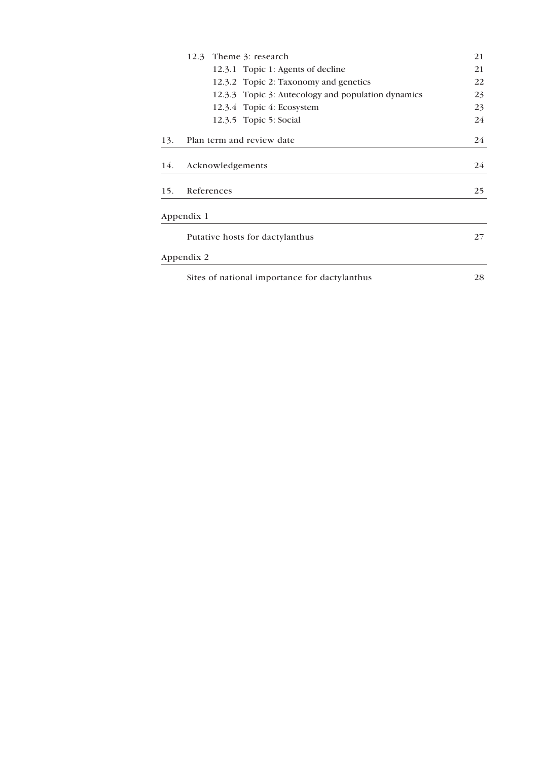12.3 Theme 3: research 21

12.3.1 Topic 1: Agents of decline 21

12.3.2 Topic 2: Taxonomy and genetics 22

12.3.3 Topic 3: Autecology and population dynamics 23

12.3.4 Topic 4: Ecosystem 23

12.3.5 Topic 5: Social 24

13. Plan term and review date 24

14. Acknowledgements 24

15. References 25

Appendix 1

Putative hosts for dactylanthus 27

Appendix 2

Sites of national importance for dactylanthus 28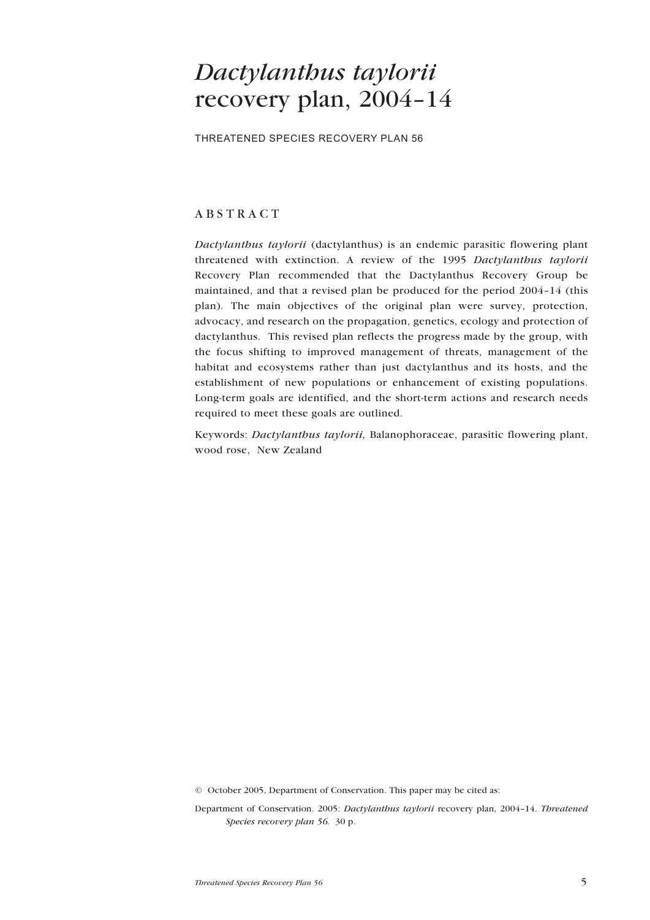# *Dactylanthus taylorii* recovery plan, 2004–14

THREATENED SPECIES RECOVERY PLAN 56

## ABSTRACT

*Dactylanthus taylorii* (dactylanthus) is an endemic parasitic flowering plant threatened with extinction. A review of the 1995 *Dactylanthus taylorii* Recovery Plan recommended that the Dactylanthus Recovery Group be maintained, and that a revised plan be produced for the period 2004–14 (this plan). The main objectives of the original plan were survey, protection, advocacy, and research on the propagation, genetics, ecology and protection of dactylanthus. This revised plan reflects the progress made by the group, with the focus shifting to improved management of threats, management of the habitat and ecosystems rather than just dactylanthus and its hosts, and the establishment of new populations or enhancement of existing populations. Long-term goals are identified, and the short-term actions and research needs required to meet these goals are outlined.

Keywords: *Dactylanthus taylorii,* Balanophoraceae, parasitic flowering plant, wood rose, New Zealand

© October 2005, Department of Conservation. This paper may be cited as:

Department of Conservation. 2005: *Dactylanthus taylorii* recovery plan, 2004–14. *Threatened Species recovery plan 56.* 30 p.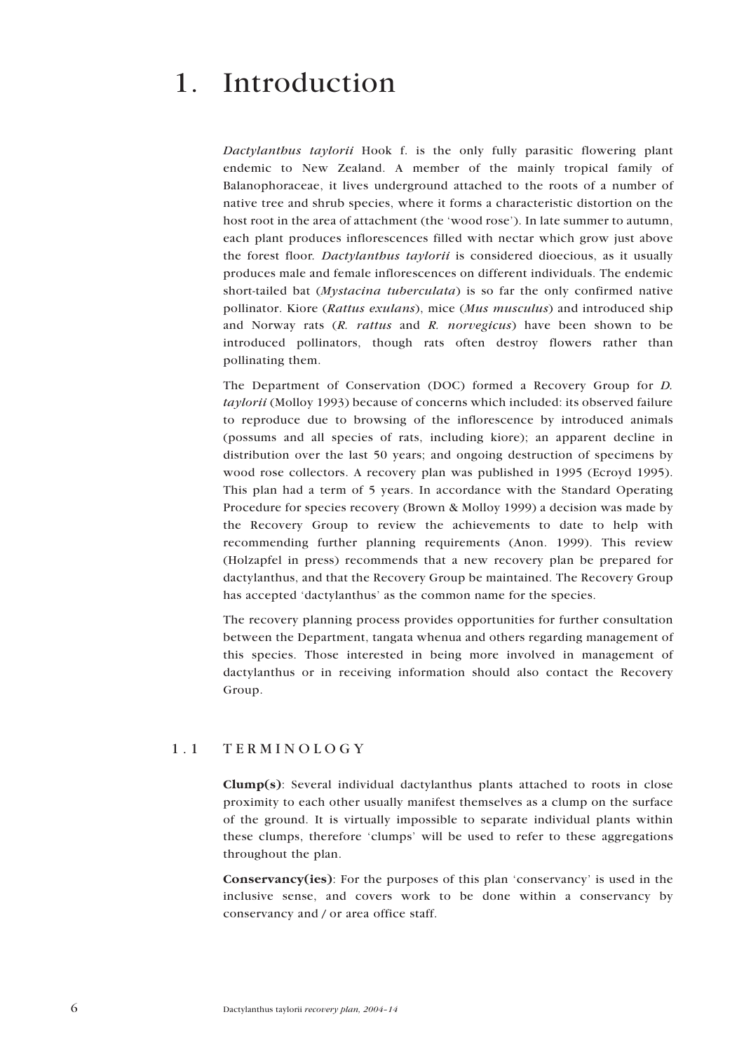# 1. Introduction

*Dactylanthus taylorii* Hook f. is the only fully parasitic flowering plant endemic to New Zealand. A member of the mainly tropical family of Balanophoraceae, it lives underground attached to the roots of a number of native tree and shrub species, where it forms a characteristic distortion on the host root in the area of attachment (the 'wood rose'). In late summer to autumn, each plant produces inflorescences filled with nectar which grow just above the forest floor. *Dactylanthus taylorii* is considered dioecious, as it usually produces male and female inflorescences on different individuals. The endemic short-tailed bat (*Mystacina tuberculata*) is so far the only confirmed native pollinator. Kiore (*Rattus exulans*), mice (*Mus musculus*) and introduced ship and Norway rats (*R. rattus* and *R. norvegicus*) have been shown to be introduced pollinators, though rats often destroy flowers rather than pollinating them.

The Department of Conservation (DOC) formed a Recovery Group for *D. taylorii* (Molloy 1993) because of concerns which included: its observed failure to reproduce due to browsing of the inflorescence by introduced animals (possums and all species of rats, including kiore); an apparent decline in distribution over the last 50 years; and ongoing destruction of specimens by wood rose collectors. A recovery plan was published in 1995 (Ecroyd 1995). This plan had a term of 5 years. In accordance with the Standard Operating Procedure for species recovery (Brown & Molloy 1999) a decision was made by the Recovery Group to review the achievements to date to help with recommending further planning requirements (Anon. 1999). This review (Holzapfel in press) recommends that a new recovery plan be prepared for dactylanthus, and that the Recovery Group be maintained. The Recovery Group has accepted 'dactylanthus' as the common name for the species.

The recovery planning process provides opportunities for further consultation between the Department, tangata whenua and others regarding management of this species. Those interested in being more involved in management of dactylanthus or in receiving information should also contact the Recovery Group.

## 1.1 TERMINOLOGY

**Clump(s)**: Several individual dactylanthus plants attached to roots in close proximity to each other usually manifest themselves as a clump on the surface of the ground. It is virtually impossible to separate individual plants within these clumps, therefore 'clumps' will be used to refer to these aggregations throughout the plan.

**Conservancy(ies)**: For the purposes of this plan 'conservancy' is used in the inclusive sense, and covers work to be done within a conservancy by conservancy and / or area office staff.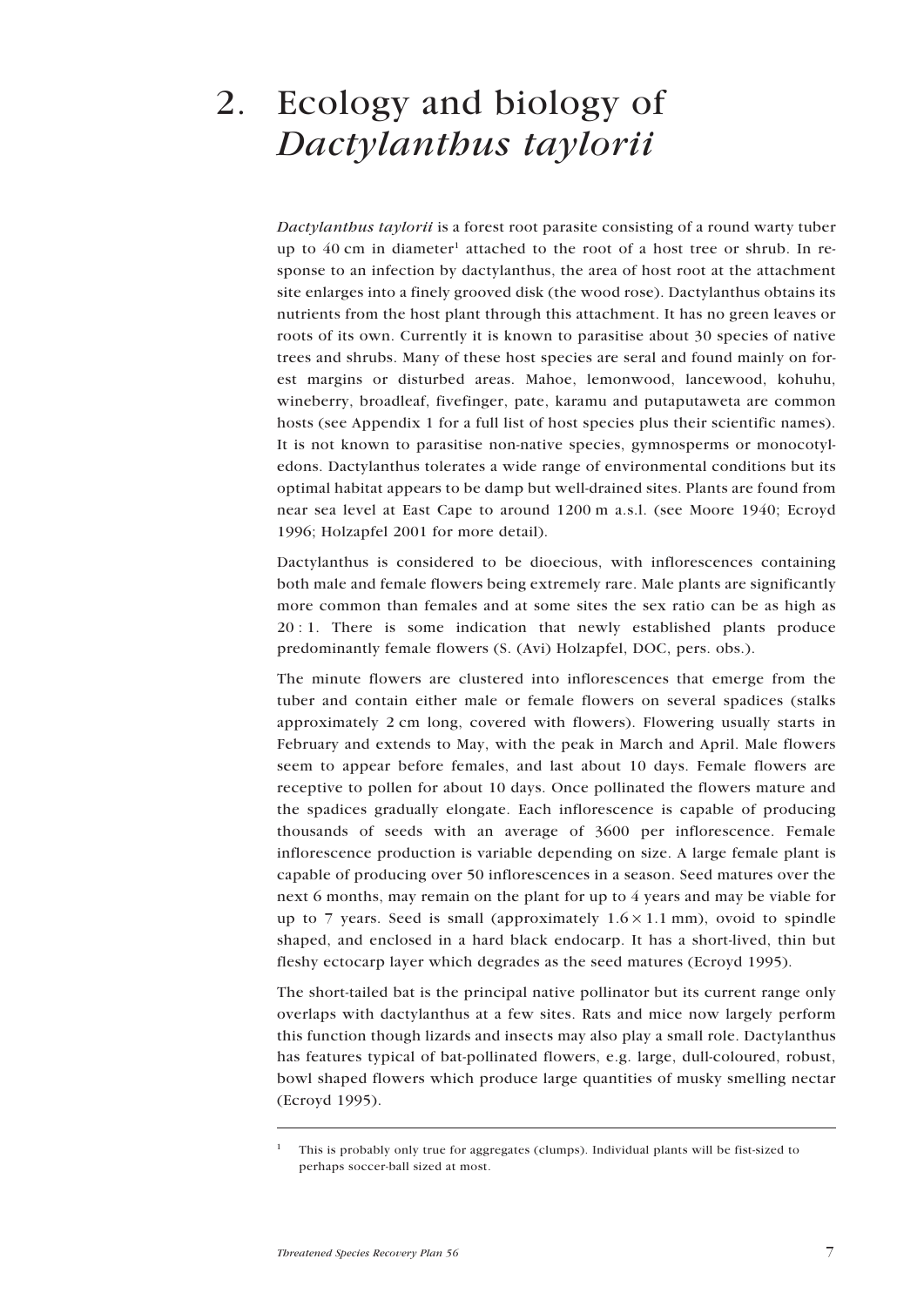# 2. Ecology and biology of *Dactylanthus taylorii*

*Dactylanthus taylorii* is a forest root parasite consisting of a round warty tuber up to 40 cm in diameter[1] attached to the root of a host tree or shrub. In response to an infection by dactylanthus, the area of host root at the attachment site enlarges into a finely grooved disk (the wood rose). Dactylanthus obtains its nutrients from the host plant through this attachment. It has no green leaves or roots of its own. Currently it is known to parasitise about 30 species of native trees and shrubs. Many of these host species are seral and found mainly on forest margins or disturbed areas. Mahoe, lemonwood, lancewood, kohuhu, wineberry, broadleaf, fivefinger, pate, karamu and putaputaweta are common hosts (see Appendix 1 for a full list of host species plus their scientific names). It is not known to parasitise non-native species, gymnosperms or monocotyledons. Dactylanthus tolerates a wide range of environmental conditions but its optimal habitat appears to be damp but well-drained sites. Plants are found from near sea level at East Cape to around 1200 m a.s.l. (see Moore 1940; Ecroyd 1996; Holzapfel 2001 for more detail).

Dactylanthus is considered to be dioecious, with inflorescences containing both male and female flowers being extremely rare. Male plants are significantly more common than females and at some sites the sex ratio can be as high as 20 : 1. There is some indication that newly established plants produce predominantly female flowers (S. (Avi) Holzapfel, DOC, pers. obs.).

The minute flowers are clustered into inflorescences that emerge from the tuber and contain either male or female flowers on several spadices (stalks approximately 2 cm long, covered with flowers). Flowering usually starts in February and extends to May, with the peak in March and April. Male flowers seem to appear before females, and last about 10 days. Female flowers are receptive to pollen for about 10 days. Once pollinated the flowers mature and the spadices gradually elongate. Each inflorescence is capable of producing thousands of seeds with an average of 3600 per inflorescence. Female inflorescence production is variable depending on size. A large female plant is capable of producing over 50 inflorescences in a season. Seed matures over the next 6 months, may remain on the plant for up to 4 years and may be viable for up to 7 years. Seed is small (approximately $1.6 \times 1.1$ mm), ovoid to spindle shaped, and enclosed in a hard black endocarp. It has a short-lived, thin but fleshy ectocarp layer which degrades as the seed matures (Ecroyd 1995).

The short-tailed bat is the principal native pollinator but its current range only overlaps with dactylanthus at a few sites. Rats and mice now largely perform this function though lizards and insects may also play a small role. Dactylanthus has features typical of bat-pollinated flowers, e.g. large, dull-coloured, robust, bowl shaped flowers which produce large quantities of musky smelling nectar (Ecroyd 1995).

---

[1] This is probably only true for aggregates (clumps). Individual plants will be fist-sized to perhaps soccer-ball sized at most.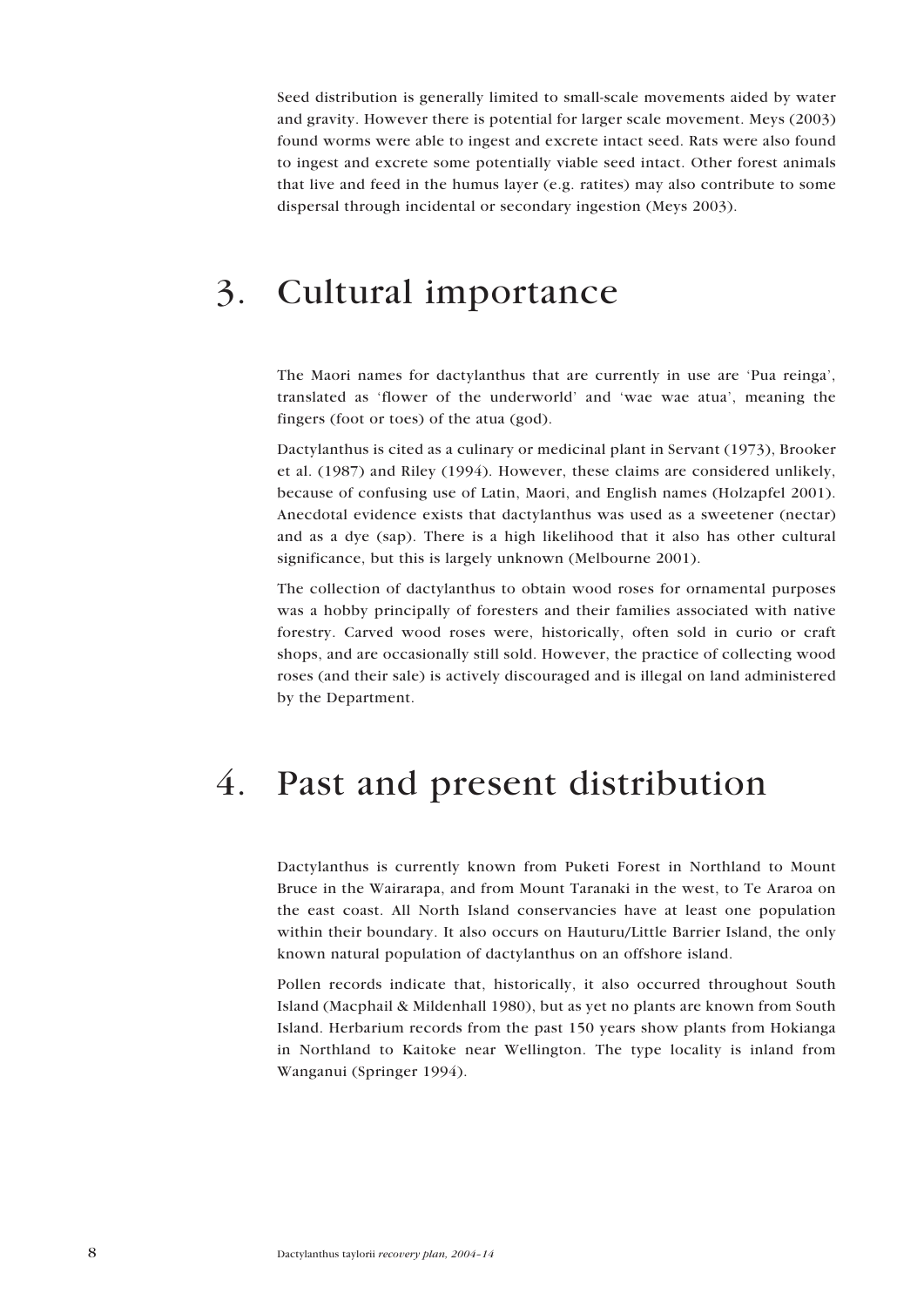Seed distribution is generally limited to small-scale movements aided by water and gravity. However there is potential for larger scale movement. Meys (2003) found worms were able to ingest and excrete intact seed. Rats were also found to ingest and excrete some potentially viable seed intact. Other forest animals that live and feed in the humus layer (e.g. ratites) may also contribute to some dispersal through incidental or secondary ingestion (Meys 2003).

# 3. Cultural importance

The Maori names for dactylanthus that are currently in use are 'Pua reinga', translated as 'flower of the underworld' and 'wae wae atua', meaning the fingers (foot or toes) of the atua (god).

Dactylanthus is cited as a culinary or medicinal plant in Servant (1973), Brooker et al. (1987) and Riley (1994). However, these claims are considered unlikely, because of confusing use of Latin, Maori, and English names (Holzapfel 2001). Anecdotal evidence exists that dactylanthus was used as a sweetener (nectar) and as a dye (sap). There is a high likelihood that it also has other cultural significance, but this is largely unknown (Melbourne 2001).

The collection of dactylanthus to obtain wood roses for ornamental purposes was a hobby principally of foresters and their families associated with native forestry. Carved wood roses were, historically, often sold in curio or craft shops, and are occasionally still sold. However, the practice of collecting wood roses (and their sale) is actively discouraged and is illegal on land administered by the Department.

# 4. Past and present distribution

Dactylanthus is currently known from Puketi Forest in Northland to Mount Bruce in the Wairarapa, and from Mount Taranaki in the west, to Te Araroa on the east coast. All North Island conservancies have at least one population within their boundary. It also occurs on Hauturu/Little Barrier Island, the only known natural population of dactylanthus on an offshore island.

Pollen records indicate that, historically, it also occurred throughout South Island (Macphail & Mildenhall 1980), but as yet no plants are known from South Island. Herbarium records from the past 150 years show plants from Hokianga in Northland to Kaitoke near Wellington. The type locality is inland from Wanganui (Springer 1994).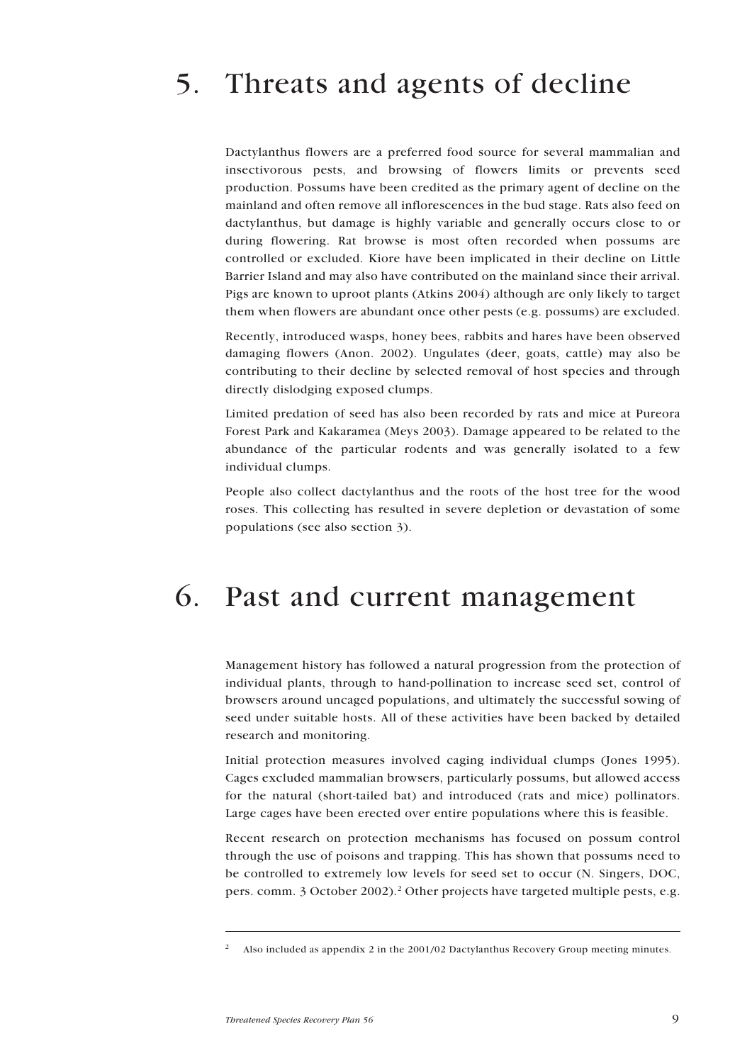# 5. Threats and agents of decline

Dactylanthus flowers are a preferred food source for several mammalian and insectivorous pests, and browsing of flowers limits or prevents seed production. Possums have been credited as the primary agent of decline on the mainland and often remove all inflorescences in the bud stage. Rats also feed on dactylanthus, but damage is highly variable and generally occurs close to or during flowering. Rat browse is most often recorded when possums are controlled or excluded. Kiore have been implicated in their decline on Little Barrier Island and may also have contributed on the mainland since their arrival. Pigs are known to uproot plants (Atkins 2004) although are only likely to target them when flowers are abundant once other pests (e.g. possums) are excluded.

Recently, introduced wasps, honey bees, rabbits and hares have been observed damaging flowers (Anon. 2002). Ungulates (deer, goats, cattle) may also be contributing to their decline by selected removal of host species and through directly dislodging exposed clumps.

Limited predation of seed has also been recorded by rats and mice at Pureora Forest Park and Kakaramea (Meys 2003). Damage appeared to be related to the abundance of the particular rodents and was generally isolated to a few individual clumps.

People also collect dactylanthus and the roots of the host tree for the wood roses. This collecting has resulted in severe depletion or devastation of some populations (see also section 3).

# 6. Past and current management

Management history has followed a natural progression from the protection of individual plants, through to hand-pollination to increase seed set, control of browsers around uncaged populations, and ultimately the successful sowing of seed under suitable hosts. All of these activities have been backed by detailed research and monitoring.

Initial protection measures involved caging individual clumps (Jones 1995). Cages excluded mammalian browsers, particularly possums, but allowed access for the natural (short-tailed bat) and introduced (rats and mice) pollinators. Large cages have been erected over entire populations where this is feasible.

Recent research on protection mechanisms has focused on possum control through the use of poisons and trapping. This has shown that possums need to be controlled to extremely low levels for seed set to occur (N. Singers, DOC, pers. comm. 3 October 2002).[2] Other projects have targeted multiple pests, e.g.

[2] Also included as appendix 2 in the 2001/02 Dactylanthus Recovery Group meeting minutes.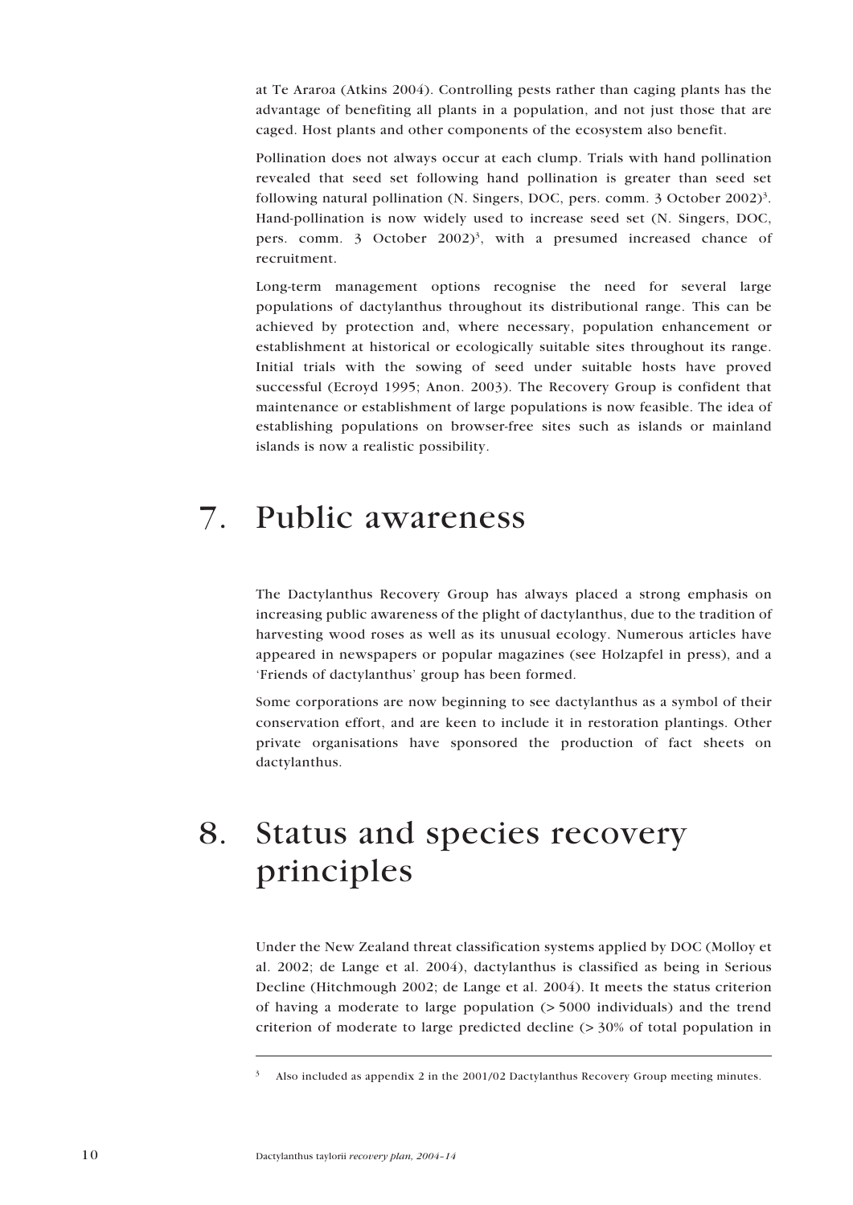at Te Araroa (Atkins 2004). Controlling pests rather than caging plants has the advantage of benefiting all plants in a population, and not just those that are caged. Host plants and other components of the ecosystem also benefit.

Pollination does not always occur at each clump. Trials with hand pollination revealed that seed set following hand pollination is greater than seed set following natural pollination (N. Singers, DOC, pers. comm. 3 October 2002)[3]. Hand-pollination is now widely used to increase seed set (N. Singers, DOC, pers. comm. 3 October 2002)[3], with a presumed increased chance of recruitment.

Long-term management options recognise the need for several large populations of dactylanthus throughout its distributional range. This can be achieved by protection and, where necessary, population enhancement or establishment at historical or ecologically suitable sites throughout its range. Initial trials with the sowing of seed under suitable hosts have proved successful (Ecroyd 1995; Anon. 2003). The Recovery Group is confident that maintenance or establishment of large populations is now feasible. The idea of establishing populations on browser-free sites such as islands or mainland islands is now a realistic possibility.

# 7. Public awareness

The Dactylanthus Recovery Group has always placed a strong emphasis on increasing public awareness of the plight of dactylanthus, due to the tradition of harvesting wood roses as well as its unusual ecology. Numerous articles have appeared in newspapers or popular magazines (see Holzapfel in press), and a 'Friends of dactylanthus' group has been formed.

Some corporations are now beginning to see dactylanthus as a symbol of their conservation effort, and are keen to include it in restoration plantings. Other private organisations have sponsored the production of fact sheets on dactylanthus.

# 8. Status and species recovery principles

Under the New Zealand threat classification systems applied by DOC (Molloy et al. 2002; de Lange et al. 2004), dactylanthus is classified as being in Serious Decline (Hitchmough 2002; de Lange et al. 2004). It meets the status criterion of having a moderate to large population (> 5000 individuals) and the trend criterion of moderate to large predicted decline (> 30% of total population in

---

[3] Also included as appendix 2 in the 2001/02 Dactylanthus Recovery Group meeting minutes.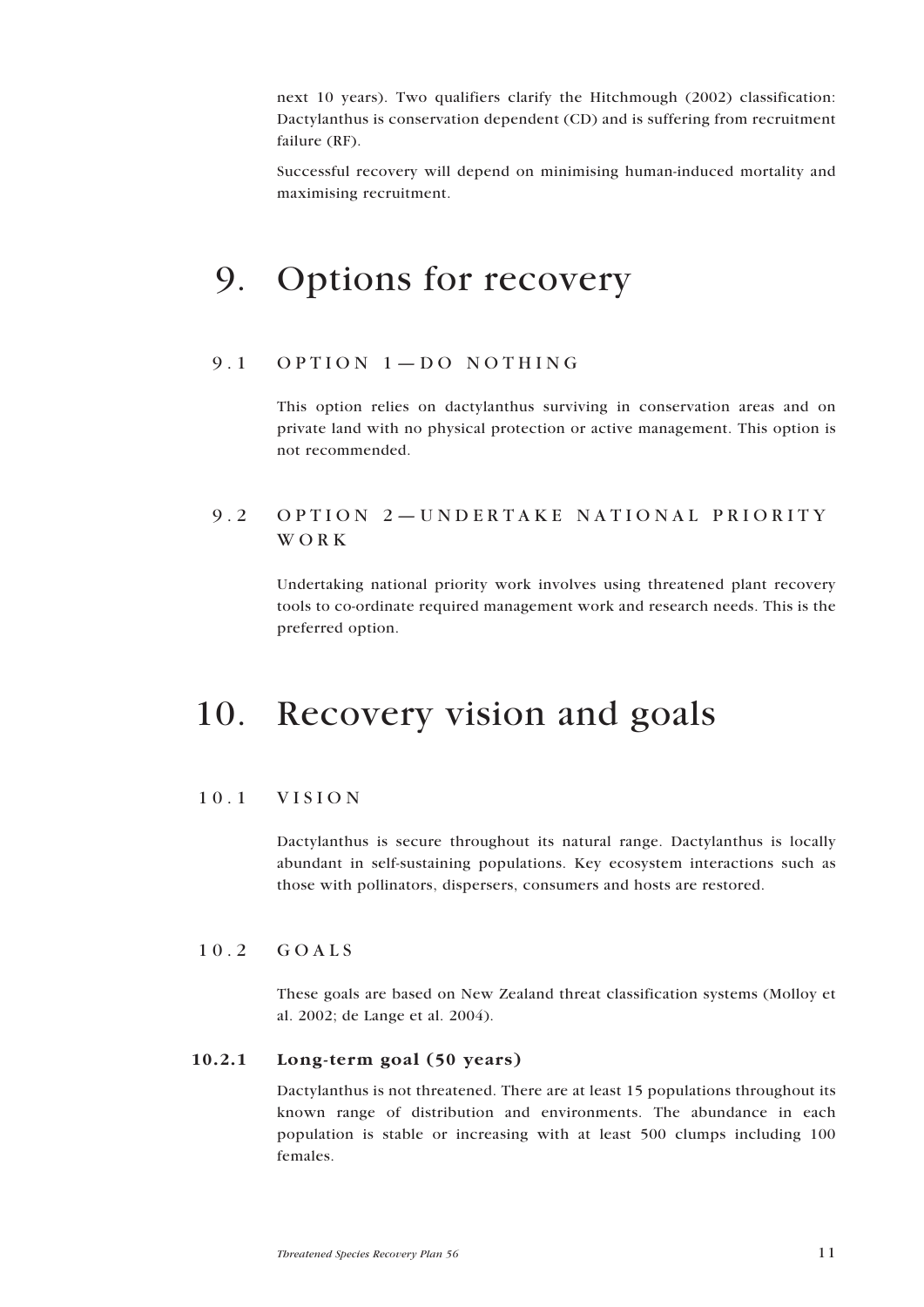next 10 years). Two qualifiers clarify the Hitchmough (2002) classification: Dactylanthus is conservation dependent (CD) and is suffering from recruitment failure (RF).

Successful recovery will depend on minimising human-induced mortality and maximising recruitment.

# 9. Options for recovery

## 9.1 OPTION 1—DO NOTHING

This option relies on dactylanthus surviving in conservation areas and on private land with no physical protection or active management. This option is not recommended.

## 9.2 OPTION 2—UNDERTAKE NATIONAL PRIORITY WORK

Undertaking national priority work involves using threatened plant recovery tools to co-ordinate required management work and research needs. This is the preferred option.

# 10. Recovery vision and goals

## 10.1 VISION

Dactylanthus is secure throughout its natural range. Dactylanthus is locally abundant in self-sustaining populations. Key ecosystem interactions such as those with pollinators, dispersers, consumers and hosts are restored.

## 10.2 GOALS

These goals are based on New Zealand threat classification systems (Molloy et al. 2002; de Lange et al. 2004).

### 10.2.1 Long-term goal (50 years)

Dactylanthus is not threatened. There are at least 15 populations throughout its known range of distribution and environments. The abundance in each population is stable or increasing with at least 500 clumps including 100 females.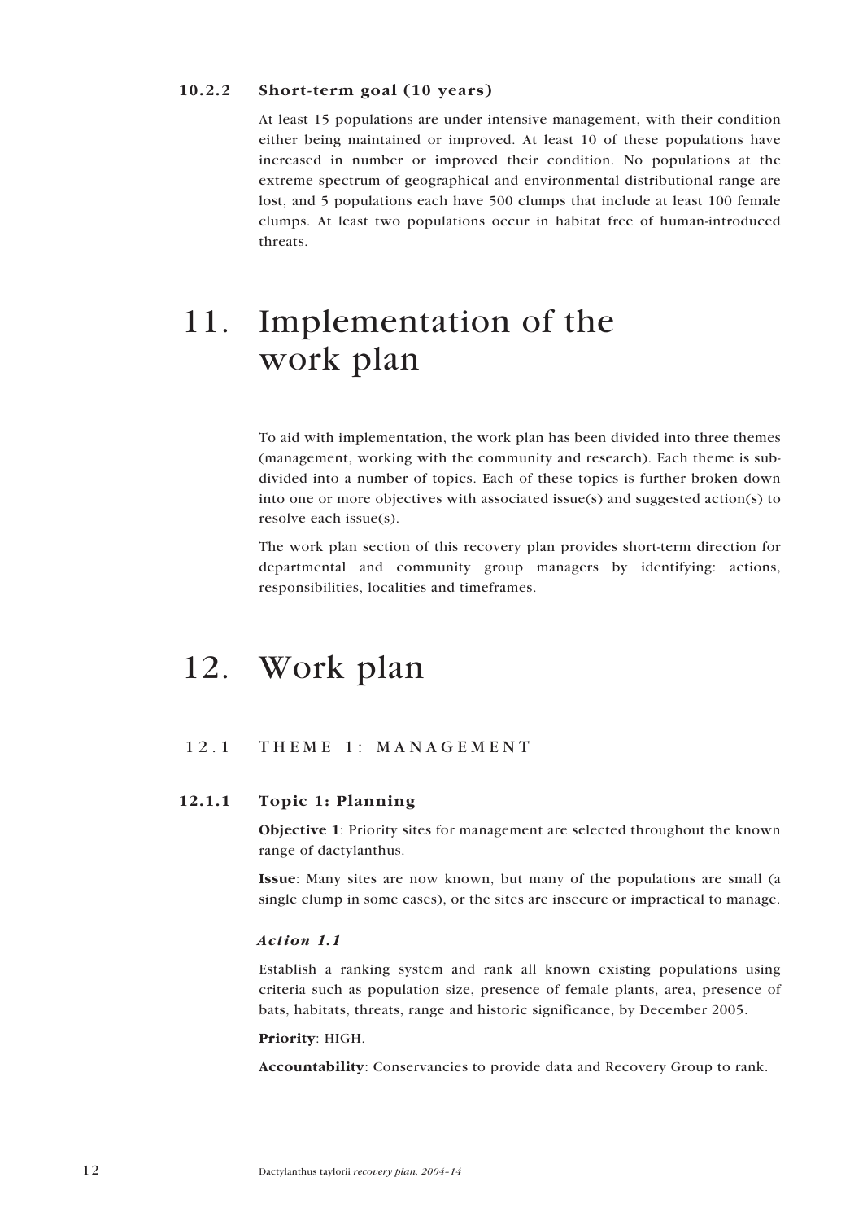#### 10.2.2 Short-term goal (10 years)

At least 15 populations are under intensive management, with their condition either being maintained or improved. At least 10 of these populations have increased in number or improved their condition. No populations at the extreme spectrum of geographical and environmental distributional range are lost, and 5 populations each have 500 clumps that include at least 100 female clumps. At least two populations occur in habitat free of human-introduced threats.

# 11. Implementation of the work plan

To aid with implementation, the work plan has been divided into three themes (management, working with the community and research). Each theme is sub-divided into a number of topics. Each of these topics is further broken down into one or more objectives with associated issue(s) and suggested action(s) to resolve each issue(s).

The work plan section of this recovery plan provides short-term direction for departmental and community group managers by identifying: actions, responsibilities, localities and timeframes.

# 12. Work plan

## 12.1 THEME 1: MANAGEMENT

### 12.1.1 Topic 1: Planning

**Objective 1**: Priority sites for management are selected throughout the known range of dactylanthus.

**Issue**: Many sites are now known, but many of the populations are small (a single clump in some cases), or the sites are insecure or impractical to manage.

#### *Action 1.1*

Establish a ranking system and rank all known existing populations using criteria such as population size, presence of female plants, area, presence of bats, habitats, threats, range and historic significance, by December 2005.

**Priority**: HIGH.

**Accountability**: Conservancies to provide data and Recovery Group to rank.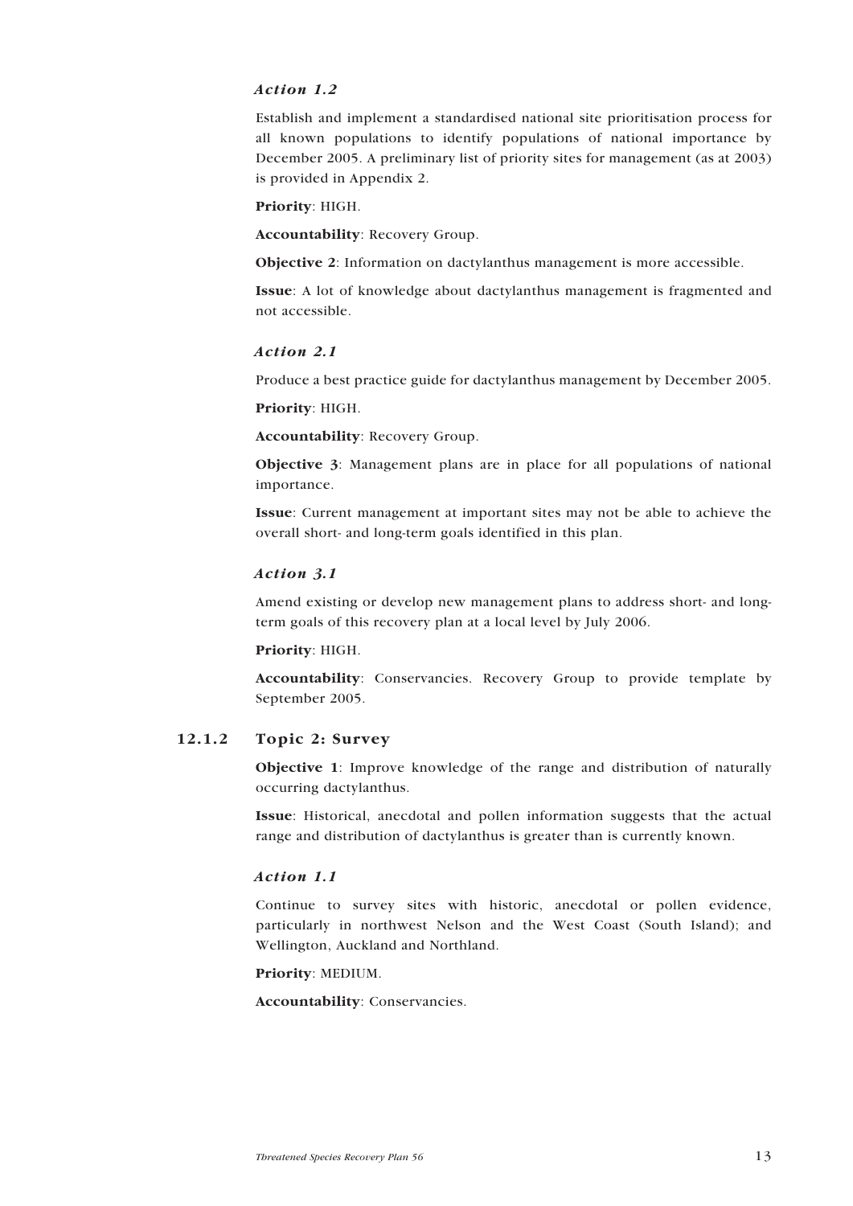#### *Action 1.2*

Establish and implement a standardised national site prioritisation process for all known populations to identify populations of national importance by December 2005. A preliminary list of priority sites for management (as at 2003) is provided in Appendix 2.

**Priority**: HIGH.

**Accountability**: Recovery Group.

**Objective 2**: Information on dactylanthus management is more accessible.

**Issue**: A lot of knowledge about dactylanthus management is fragmented and not accessible.

#### *Action 2.1*

Produce a best practice guide for dactylanthus management by December 2005.

**Priority**: HIGH.

**Accountability**: Recovery Group.

**Objective 3**: Management plans are in place for all populations of national importance.

**Issue**: Current management at important sites may not be able to achieve the overall short- and long-term goals identified in this plan.

#### *Action 3.1*

Amend existing or develop new management plans to address short- and long-term goals of this recovery plan at a local level by July 2006.

**Priority**: HIGH.

**Accountability**: Conservancies. Recovery Group to provide template by September 2005.

### 12.1.2 Topic 2: Survey

**Objective 1**: Improve knowledge of the range and distribution of naturally occurring dactylanthus.

**Issue**: Historical, anecdotal and pollen information suggests that the actual range and distribution of dactylanthus is greater than is currently known.

#### *Action 1.1*

Continue to survey sites with historic, anecdotal or pollen evidence, particularly in northwest Nelson and the West Coast (South Island); and Wellington, Auckland and Northland.

**Priority**: MEDIUM.

**Accountability**: Conservancies.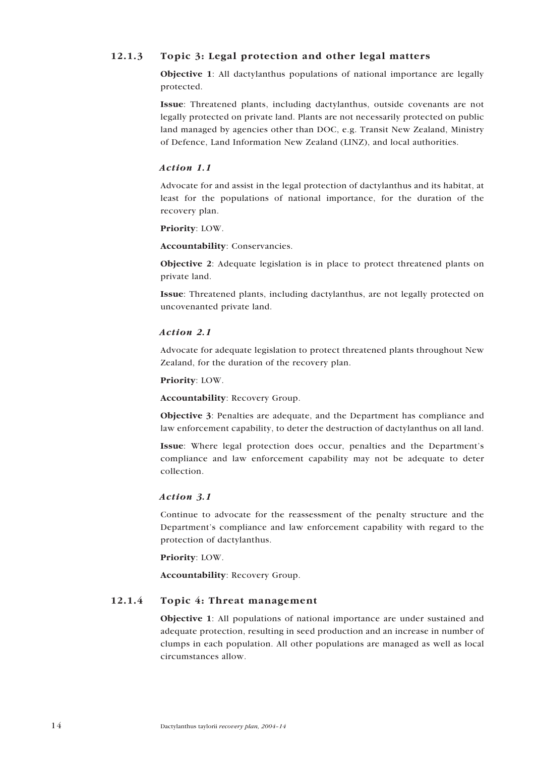### 12.1.3 Topic 3: Legal protection and other legal matters

**Objective 1**: All dactylanthus populations of national importance are legally protected.

**Issue**: Threatened plants, including dactylanthus, outside covenants are not legally protected on private land. Plants are not necessarily protected on public land managed by agencies other than DOC, e.g. Transit New Zealand, Ministry of Defence, Land Information New Zealand (LINZ), and local authorities.

#### *Action 1.1*

Advocate for and assist in the legal protection of dactylanthus and its habitat, at least for the populations of national importance, for the duration of the recovery plan.

**Priority**: LOW.

**Accountability**: Conservancies.

**Objective 2**: Adequate legislation is in place to protect threatened plants on private land.

**Issue**: Threatened plants, including dactylanthus, are not legally protected on uncovenanted private land.

#### *Action 2.1*

Advocate for adequate legislation to protect threatened plants throughout New Zealand, for the duration of the recovery plan.

**Priority**: LOW.

**Accountability**: Recovery Group.

**Objective 3**: Penalties are adequate, and the Department has compliance and law enforcement capability, to deter the destruction of dactylanthus on all land.

**Issue**: Where legal protection does occur, penalties and the Department's compliance and law enforcement capability may not be adequate to deter collection.

#### *Action 3.1*

Continue to advocate for the reassessment of the penalty structure and the Department's compliance and law enforcement capability with regard to the protection of dactylanthus.

**Priority**: LOW.

**Accountability**: Recovery Group.

### 12.1.4 Topic 4: Threat management

**Objective 1**: All populations of national importance are under sustained and adequate protection, resulting in seed production and an increase in number of clumps in each population. All other populations are managed as well as local circumstances allow.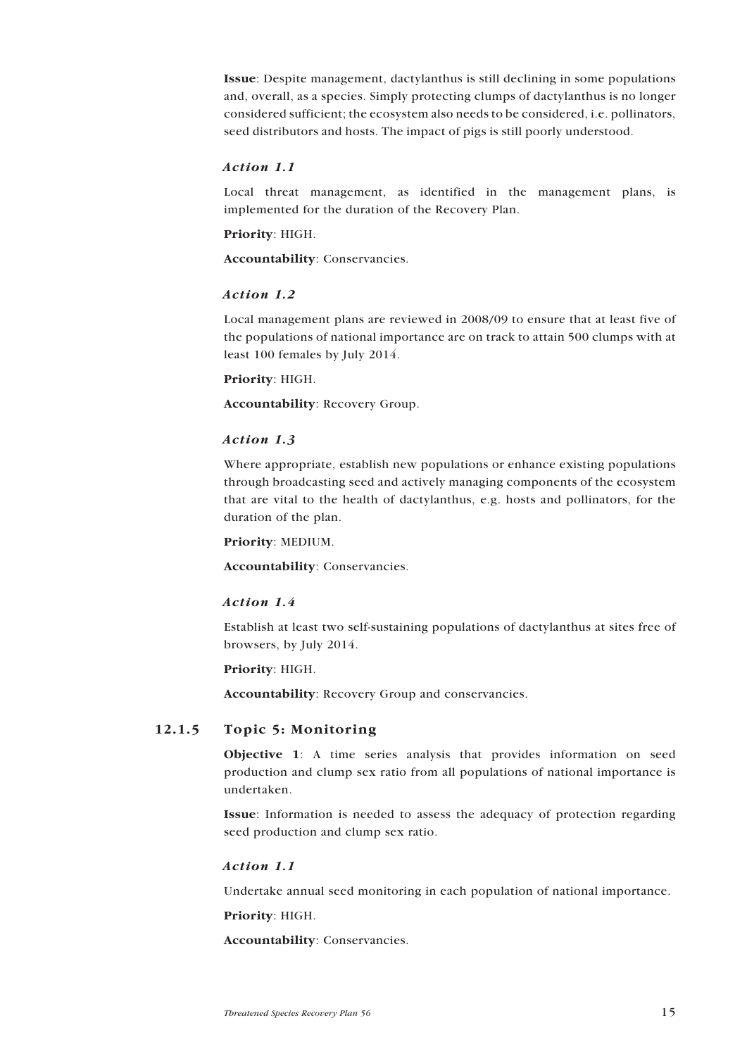**Issue**: Despite management, dactylanthus is still declining in some populations and, overall, as a species. Simply protecting clumps of dactylanthus is no longer considered sufficient; the ecosystem also needs to be considered, i.e. pollinators, seed distributors and hosts. The impact of pigs is still poorly understood.

#### *Action 1.1*

Local threat management, as identified in the management plans, is implemented for the duration of the Recovery Plan.

**Priority**: HIGH.

**Accountability**: Conservancies.

#### *Action 1.2*

Local management plans are reviewed in 2008/09 to ensure that at least five of the populations of national importance are on track to attain 500 clumps with at least 100 females by July 2014.

**Priority**: HIGH.

**Accountability**: Recovery Group.

#### *Action 1.3*

Where appropriate, establish new populations or enhance existing populations through broadcasting seed and actively managing components of the ecosystem that are vital to the health of dactylanthus, e.g. hosts and pollinators, for the duration of the plan.

**Priority**: MEDIUM.

**Accountability**: Conservancies.

#### *Action 1.4*

Establish at least two self-sustaining populations of dactylanthus at sites free of browsers, by July 2014.

**Priority**: HIGH.

**Accountability**: Recovery Group and conservancies.

### 12.1.5 Topic 5: Monitoring

**Objective 1**: A time series analysis that provides information on seed production and clump sex ratio from all populations of national importance is undertaken.

**Issue**: Information is needed to assess the adequacy of protection regarding seed production and clump sex ratio.

#### *Action 1.1*

Undertake annual seed monitoring in each population of national importance.

**Priority**: HIGH.

**Accountability**: Conservancies.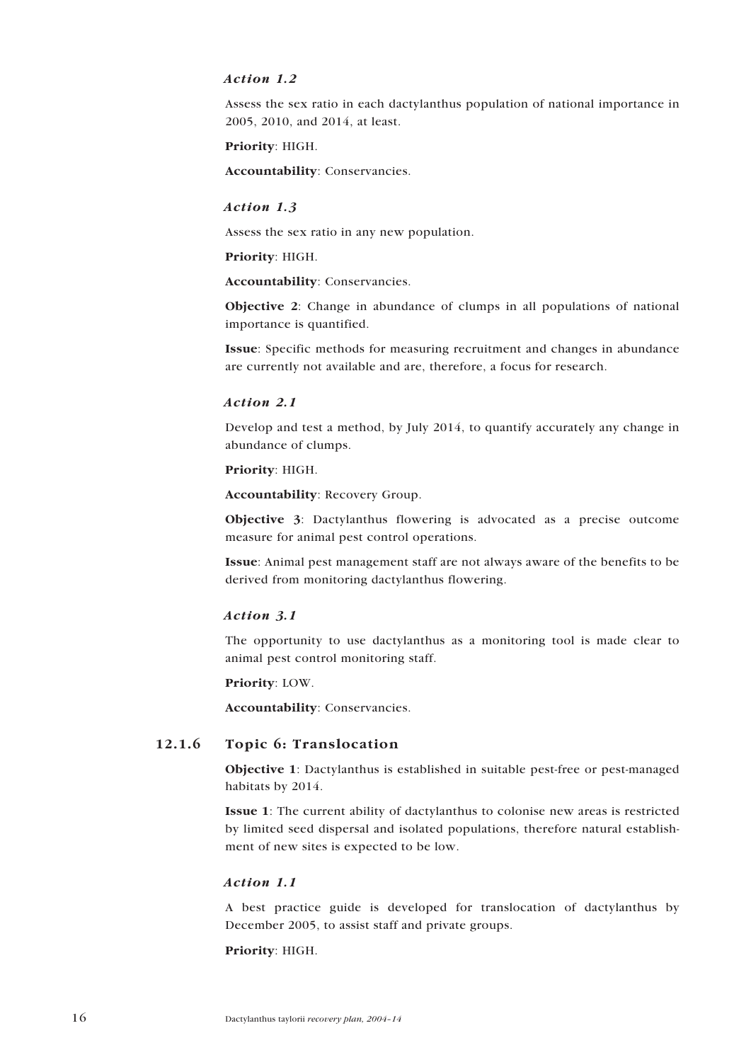*Action 1.2*

Assess the sex ratio in each dactylanthus population of national importance in 2005, 2010, and 2014, at least.

**Priority**: HIGH.

**Accountability**: Conservancies.

*Action 1.3*

Assess the sex ratio in any new population.

**Priority**: HIGH.

**Accountability**: Conservancies.

**Objective 2**: Change in abundance of clumps in all populations of national importance is quantified.

**Issue**: Specific methods for measuring recruitment and changes in abundance are currently not available and are, therefore, a focus for research.

*Action 2.1*

Develop and test a method, by July 2014, to quantify accurately any change in abundance of clumps.

**Priority**: HIGH.

**Accountability**: Recovery Group.

**Objective 3**: Dactylanthus flowering is advocated as a precise outcome measure for animal pest control operations.

**Issue**: Animal pest management staff are not always aware of the benefits to be derived from monitoring dactylanthus flowering.

*Action 3.1*

The opportunity to use dactylanthus as a monitoring tool is made clear to animal pest control monitoring staff.

**Priority**: LOW.

**Accountability**: Conservancies.

### 12.1.6 Topic 6: Translocation

**Objective 1**: Dactylanthus is established in suitable pest-free or pest-managed habitats by 2014.

**Issue 1**: The current ability of dactylanthus to colonise new areas is restricted by limited seed dispersal and isolated populations, therefore natural establishment of new sites is expected to be low.

*Action 1.1*

A best practice guide is developed for translocation of dactylanthus by December 2005, to assist staff and private groups.

**Priority**: HIGH.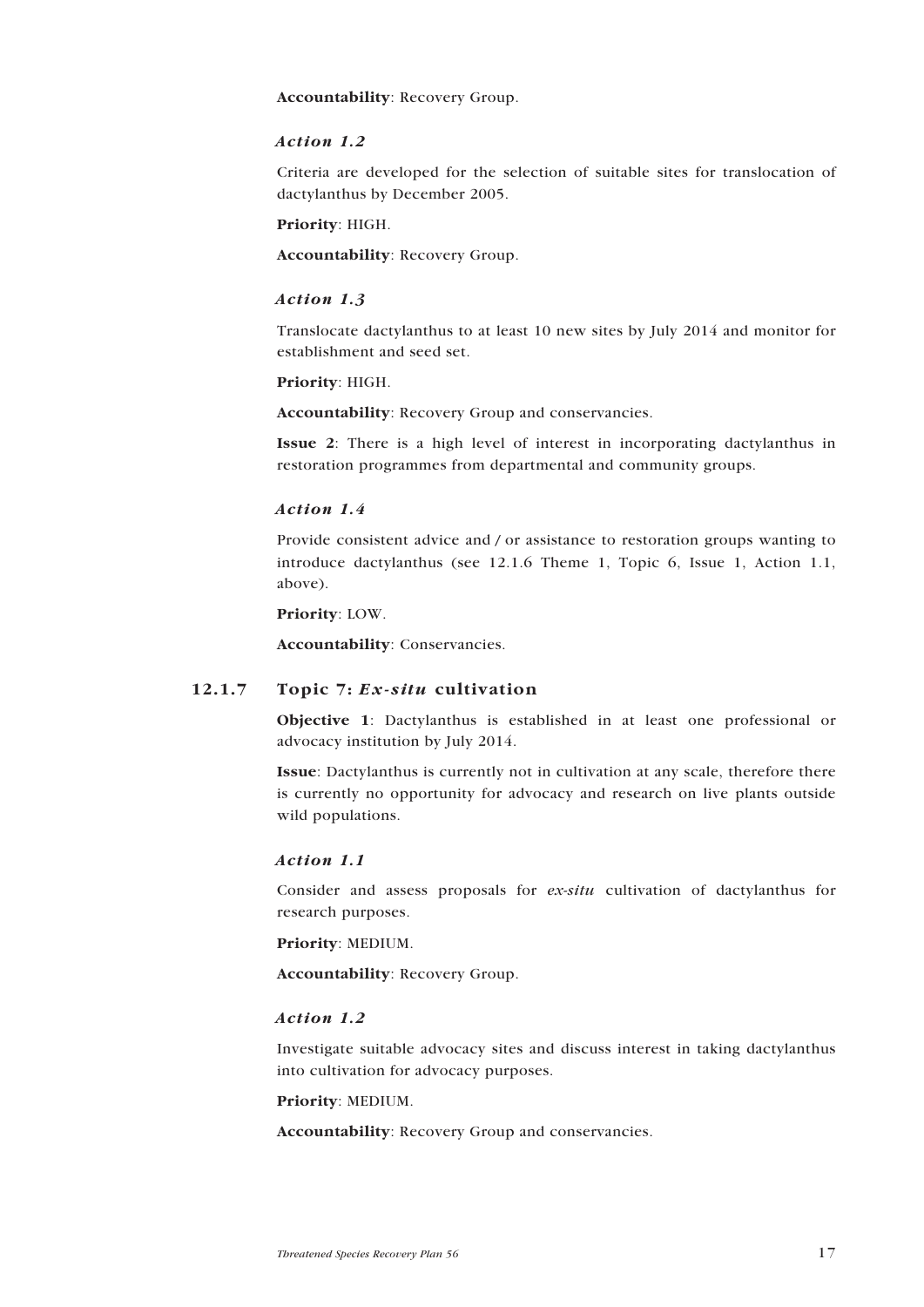**Accountability**: Recovery Group.

*Action 1.2*

Criteria are developed for the selection of suitable sites for translocation of dactylanthus by December 2005.

**Priority**: HIGH.

**Accountability**: Recovery Group.

*Action 1.3*

Translocate dactylanthus to at least 10 new sites by July 2014 and monitor for establishment and seed set.

**Priority**: HIGH.

**Accountability**: Recovery Group and conservancies.

**Issue 2**: There is a high level of interest in incorporating dactylanthus in restoration programmes from departmental and community groups.

*Action 1.4*

Provide consistent advice and / or assistance to restoration groups wanting to introduce dactylanthus (see 12.1.6 Theme 1, Topic 6, Issue 1, Action 1.1, above).

**Priority**: LOW.

**Accountability**: Conservancies.

### 12.1.7 Topic 7: *Ex-situ* cultivation

**Objective 1**: Dactylanthus is established in at least one professional or advocacy institution by July 2014.

**Issue**: Dactylanthus is currently not in cultivation at any scale, therefore there is currently no opportunity for advocacy and research on live plants outside wild populations.

*Action 1.1*

Consider and assess proposals for *ex-situ* cultivation of dactylanthus for research purposes.

**Priority**: MEDIUM.

**Accountability**: Recovery Group.

*Action 1.2*

Investigate suitable advocacy sites and discuss interest in taking dactylanthus into cultivation for advocacy purposes.

**Priority**: MEDIUM.

**Accountability**: Recovery Group and conservancies.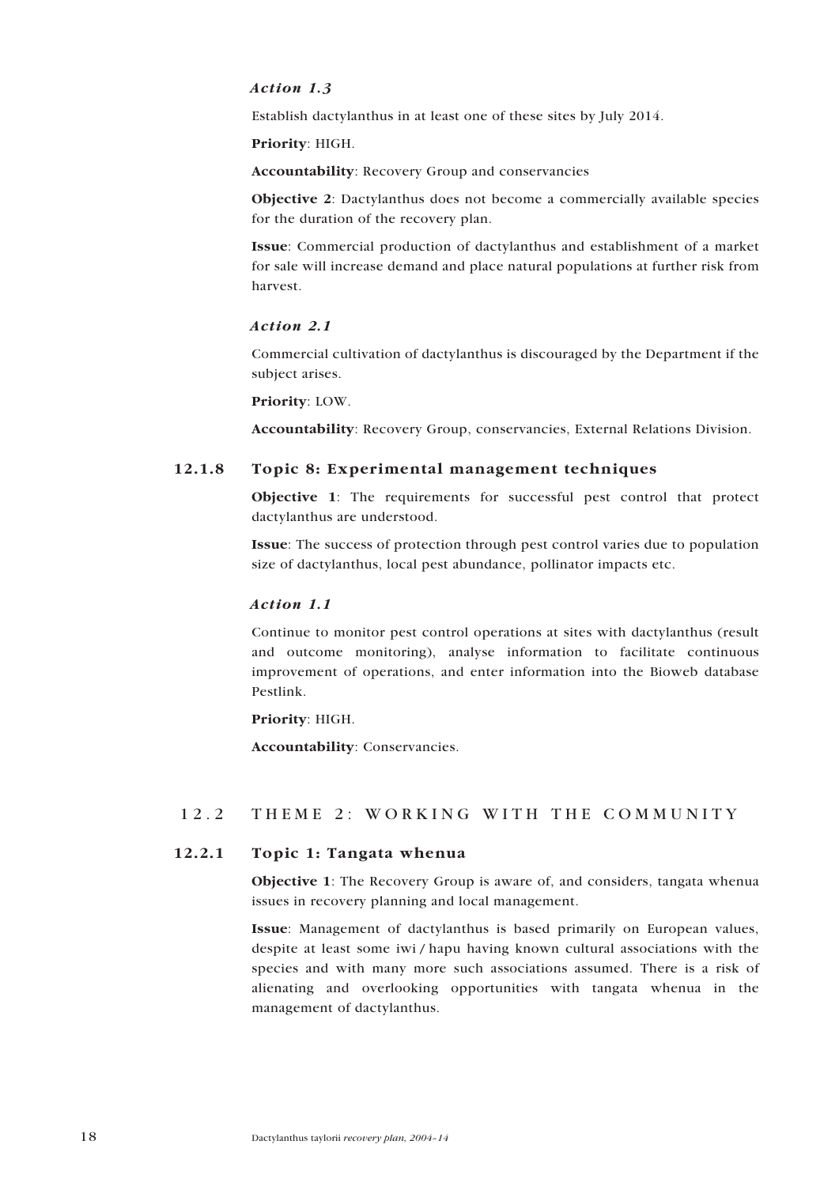#### *Action 1.3*

Establish dactylanthus in at least one of these sites by July 2014.

**Priority**: HIGH.

**Accountability**: Recovery Group and conservancies

**Objective 2**: Dactylanthus does not become a commercially available species for the duration of the recovery plan.

**Issue**: Commercial production of dactylanthus and establishment of a market for sale will increase demand and place natural populations at further risk from harvest.

#### *Action 2.1*

Commercial cultivation of dactylanthus is discouraged by the Department if the subject arises.

**Priority**: LOW.

**Accountability**: Recovery Group, conservancies, External Relations Division.

### 12.1.8 Topic 8: Experimental management techniques

**Objective 1**: The requirements for successful pest control that protect dactylanthus are understood.

**Issue**: The success of protection through pest control varies due to population size of dactylanthus, local pest abundance, pollinator impacts etc.

#### *Action 1.1*

Continue to monitor pest control operations at sites with dactylanthus (result and outcome monitoring), analyse information to facilitate continuous improvement of operations, and enter information into the Bioweb database Pestlink.

**Priority**: HIGH.

**Accountability**: Conservancies.

## 12.2 THEME 2: WORKING WITH THE COMMUNITY

### 12.2.1 Topic 1: Tangata whenua

**Objective 1**: The Recovery Group is aware of, and considers, tangata whenua issues in recovery planning and local management.

**Issue**: Management of dactylanthus is based primarily on European values, despite at least some iwi / hapu having known cultural associations with the species and with many more such associations assumed. There is a risk of alienating and overlooking opportunities with tangata whenua in the management of dactylanthus.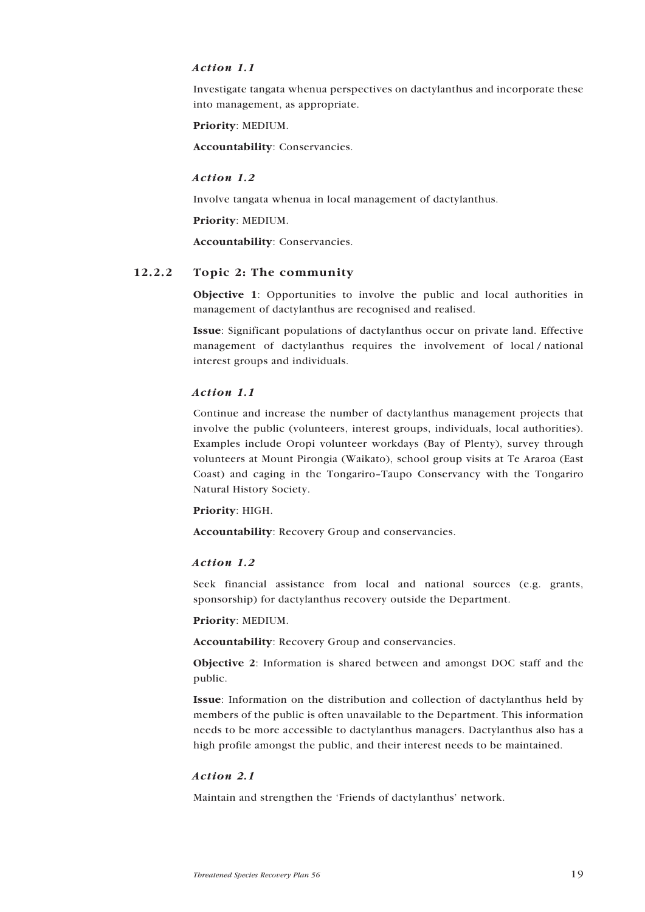#### *Action 1.1*

Investigate tangata whenua perspectives on dactylanthus and incorporate these into management, as appropriate.

**Priority**: MEDIUM.

**Accountability**: Conservancies.

#### *Action 1.2*

Involve tangata whenua in local management of dactylanthus.

**Priority**: MEDIUM.

**Accountability**: Conservancies.

### 12.2.2 Topic 2: The community

**Objective 1**: Opportunities to involve the public and local authorities in management of dactylanthus are recognised and realised.

**Issue**: Significant populations of dactylanthus occur on private land. Effective management of dactylanthus requires the involvement of local / national interest groups and individuals.

#### *Action 1.1*

Continue and increase the number of dactylanthus management projects that involve the public (volunteers, interest groups, individuals, local authorities). Examples include Oropi volunteer workdays (Bay of Plenty), survey through volunteers at Mount Pirongia (Waikato), school group visits at Te Araroa (East Coast) and caging in the Tongariro–Taupo Conservancy with the Tongariro Natural History Society.

**Priority**: HIGH.

**Accountability**: Recovery Group and conservancies.

#### *Action 1.2*

Seek financial assistance from local and national sources (e.g. grants, sponsorship) for dactylanthus recovery outside the Department.

**Priority**: MEDIUM.

**Accountability**: Recovery Group and conservancies.

**Objective 2**: Information is shared between and amongst DOC staff and the public.

**Issue**: Information on the distribution and collection of dactylanthus held by members of the public is often unavailable to the Department. This information needs to be more accessible to dactylanthus managers. Dactylanthus also has a high profile amongst the public, and their interest needs to be maintained.

#### *Action 2.1*

Maintain and strengthen the 'Friends of dactylanthus' network.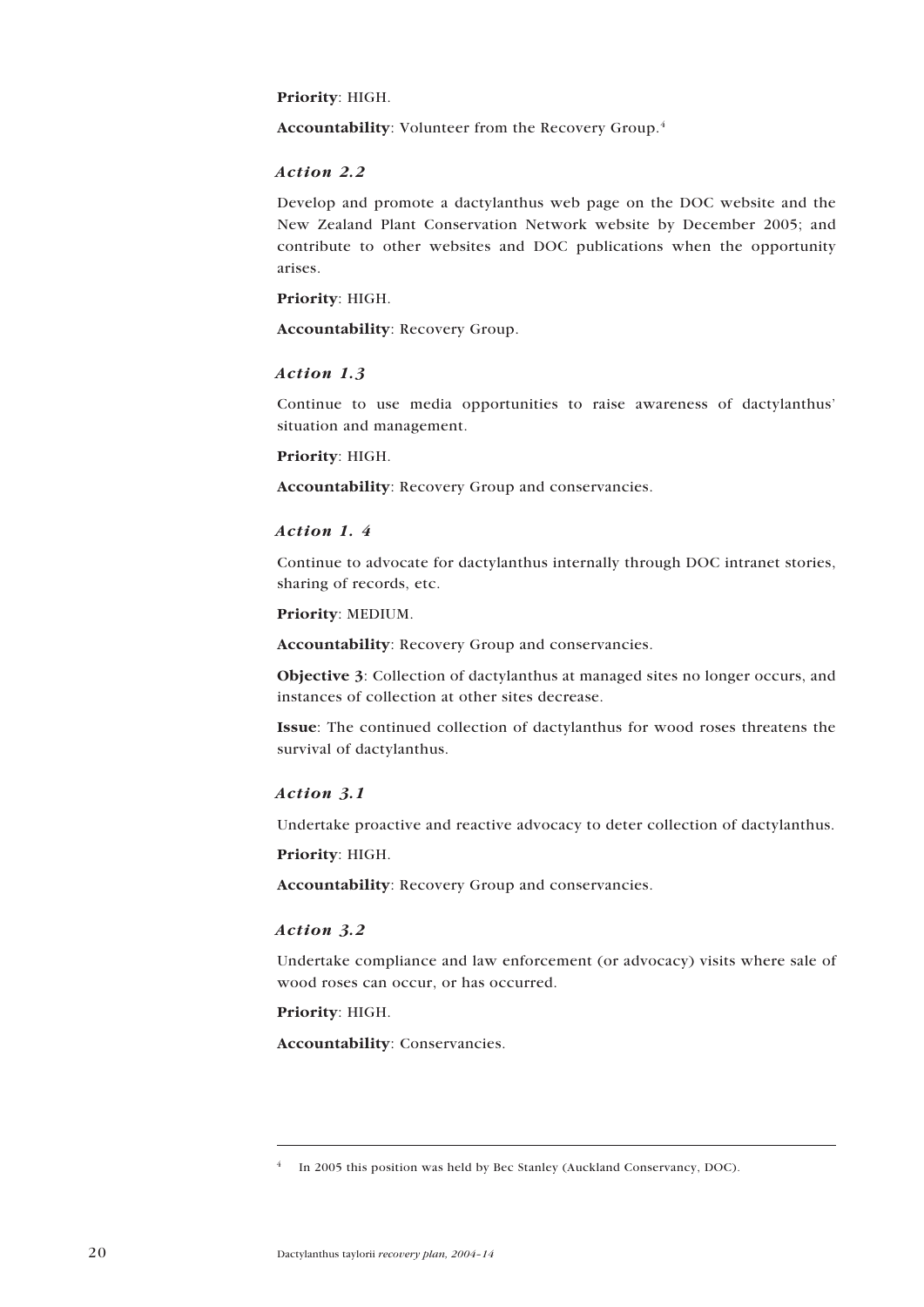**Priority**: HIGH.

**Accountability**: Volunteer from the Recovery Group.[4]

### *Action 2.2*

Develop and promote a dactylanthus web page on the DOC website and the New Zealand Plant Conservation Network website by December 2005; and contribute to other websites and DOC publications when the opportunity arises.

**Priority**: HIGH.

**Accountability**: Recovery Group.

### *Action 1.3*

Continue to use media opportunities to raise awareness of dactylanthus' situation and management.

**Priority**: HIGH.

**Accountability**: Recovery Group and conservancies.

### *Action 1. 4*

Continue to advocate for dactylanthus internally through DOC intranet stories, sharing of records, etc.

**Priority**: MEDIUM.

**Accountability**: Recovery Group and conservancies.

**Objective 3**: Collection of dactylanthus at managed sites no longer occurs, and instances of collection at other sites decrease.

**Issue**: The continued collection of dactylanthus for wood roses threatens the survival of dactylanthus.

### *Action 3.1*

Undertake proactive and reactive advocacy to deter collection of dactylanthus.

**Priority**: HIGH.

**Accountability**: Recovery Group and conservancies.

### *Action 3.2*

Undertake compliance and law enforcement (or advocacy) visits where sale of wood roses can occur, or has occurred.

**Priority**: HIGH.

**Accountability**: Conservancies.

---

[4] In 2005 this position was held by Bec Stanley (Auckland Conservancy, DOC).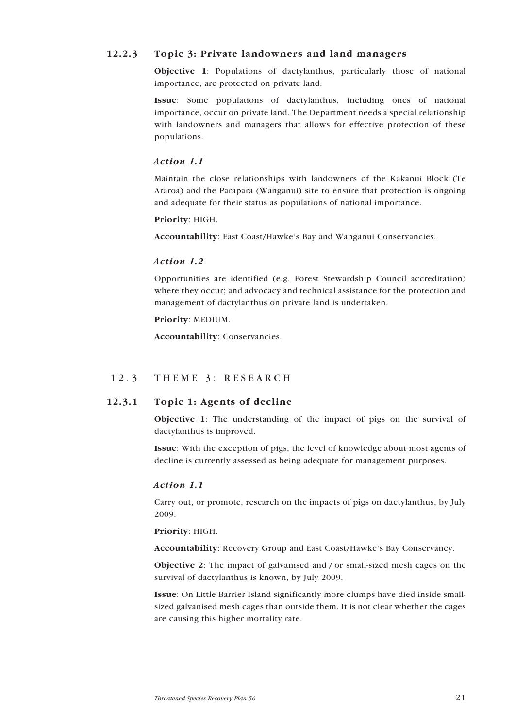### 12.2.3 Topic 3: Private landowners and land managers

**Objective 1**: Populations of dactylanthus, particularly those of national importance, are protected on private land.

**Issue**: Some populations of dactylanthus, including ones of national importance, occur on private land. The Department needs a special relationship with landowners and managers that allows for effective protection of these populations.

#### *Action 1.1*

Maintain the close relationships with landowners of the Kakanui Block (Te Araroa) and the Parapara (Wanganui) site to ensure that protection is ongoing and adequate for their status as populations of national importance.

**Priority**: HIGH.

**Accountability**: East Coast/Hawke's Bay and Wanganui Conservancies.

#### *Action 1.2*

Opportunities are identified (e.g. Forest Stewardship Council accreditation) where they occur; and advocacy and technical assistance for the protection and management of dactylanthus on private land is undertaken.

**Priority**: MEDIUM.

**Accountability**: Conservancies.

## 12.3 THEME 3: RESEARCH

### 12.3.1 Topic 1: Agents of decline

**Objective 1**: The understanding of the impact of pigs on the survival of dactylanthus is improved.

**Issue**: With the exception of pigs, the level of knowledge about most agents of decline is currently assessed as being adequate for management purposes.

#### *Action 1.1*

Carry out, or promote, research on the impacts of pigs on dactylanthus, by July 2009.

**Priority**: HIGH.

**Accountability**: Recovery Group and East Coast/Hawke's Bay Conservancy.

**Objective 2**: The impact of galvanised and / or small-sized mesh cages on the survival of dactylanthus is known, by July 2009.

**Issue**: On Little Barrier Island significantly more clumps have died inside small-sized galvanised mesh cages than outside them. It is not clear whether the cages are causing this higher mortality rate.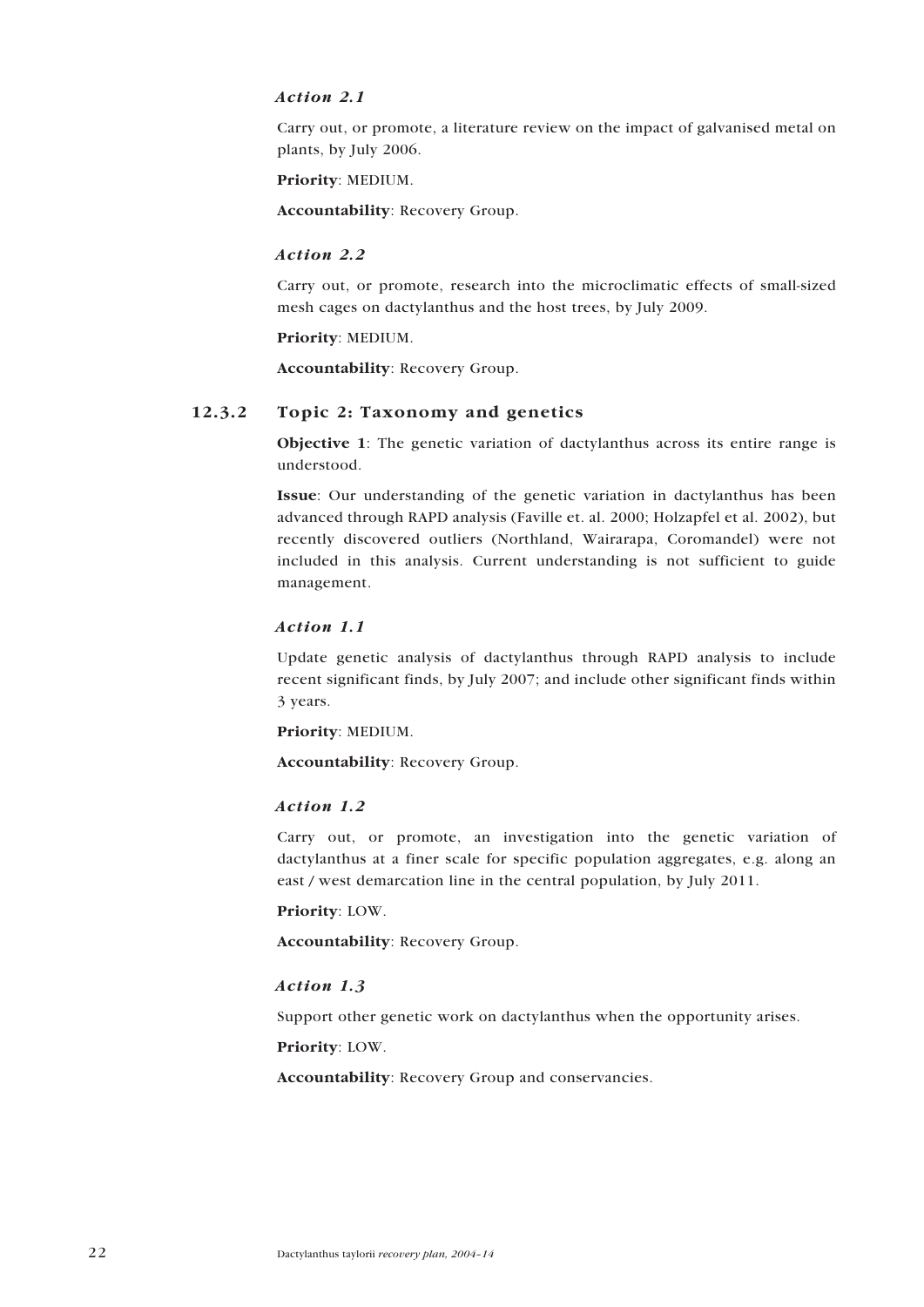#### *Action 2.1*

Carry out, or promote, a literature review on the impact of galvanised metal on plants, by July 2006.

**Priority**: MEDIUM.

**Accountability**: Recovery Group.

#### *Action 2.2*

Carry out, or promote, research into the microclimatic effects of small-sized mesh cages on dactylanthus and the host trees, by July 2009.

**Priority**: MEDIUM.

**Accountability**: Recovery Group.

### 12.3.2 Topic 2: Taxonomy and genetics

**Objective 1**: The genetic variation of dactylanthus across its entire range is understood.

**Issue**: Our understanding of the genetic variation in dactylanthus has been advanced through RAPD analysis (Faville et. al. 2000; Holzapfel et al. 2002), but recently discovered outliers (Northland, Wairarapa, Coromandel) were not included in this analysis. Current understanding is not sufficient to guide management.

#### *Action 1.1*

Update genetic analysis of dactylanthus through RAPD analysis to include recent significant finds, by July 2007; and include other significant finds within 3 years.

**Priority**: MEDIUM.

**Accountability**: Recovery Group.

#### *Action 1.2*

Carry out, or promote, an investigation into the genetic variation of dactylanthus at a finer scale for specific population aggregates, e.g. along an east / west demarcation line in the central population, by July 2011.

**Priority**: LOW.

**Accountability**: Recovery Group.

#### *Action 1.3*

Support other genetic work on dactylanthus when the opportunity arises.

**Priority**: LOW.

**Accountability**: Recovery Group and conservancies.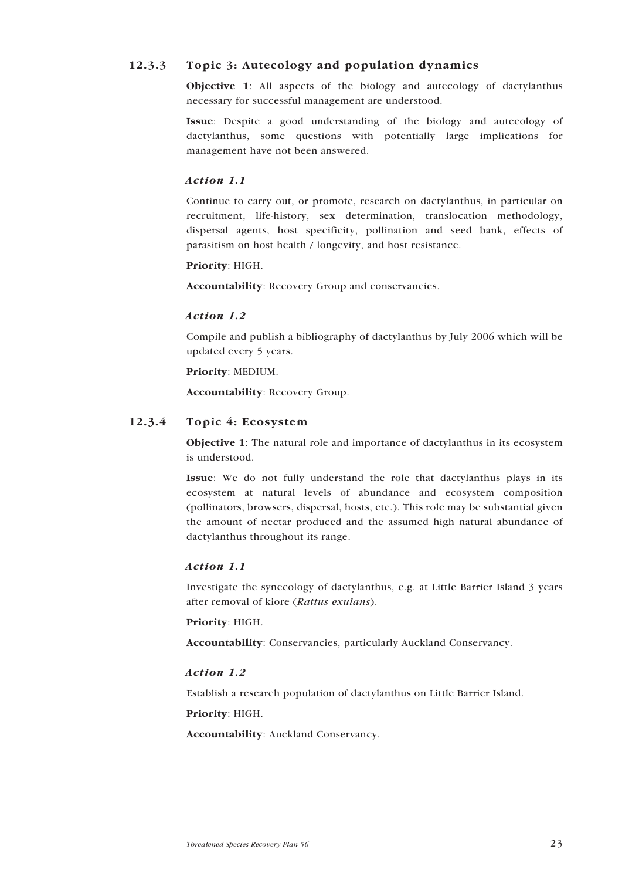### 12.3.3 Topic 3: Autecology and population dynamics

**Objective 1**: All aspects of the biology and autecology of dactylanthus necessary for successful management are understood.

**Issue**: Despite a good understanding of the biology and autecology of dactylanthus, some questions with potentially large implications for management have not been answered.

#### *Action 1.1*

Continue to carry out, or promote, research on dactylanthus, in particular on recruitment, life-history, sex determination, translocation methodology, dispersal agents, host specificity, pollination and seed bank, effects of parasitism on host health / longevity, and host resistance.

**Priority**: HIGH.

**Accountability**: Recovery Group and conservancies.

#### *Action 1.2*

Compile and publish a bibliography of dactylanthus by July 2006 which will be updated every 5 years.

**Priority**: MEDIUM.

**Accountability**: Recovery Group.

### 12.3.4 Topic 4: Ecosystem

**Objective 1**: The natural role and importance of dactylanthus in its ecosystem is understood.

**Issue**: We do not fully understand the role that dactylanthus plays in its ecosystem at natural levels of abundance and ecosystem composition (pollinators, browsers, dispersal, hosts, etc.). This role may be substantial given the amount of nectar produced and the assumed high natural abundance of dactylanthus throughout its range.

#### *Action 1.1*

Investigate the synecology of dactylanthus, e.g. at Little Barrier Island 3 years after removal of kiore (*Rattus exulans*).

**Priority**: HIGH.

**Accountability**: Conservancies, particularly Auckland Conservancy.

#### *Action 1.2*

Establish a research population of dactylanthus on Little Barrier Island.

**Priority**: HIGH.

**Accountability**: Auckland Conservancy.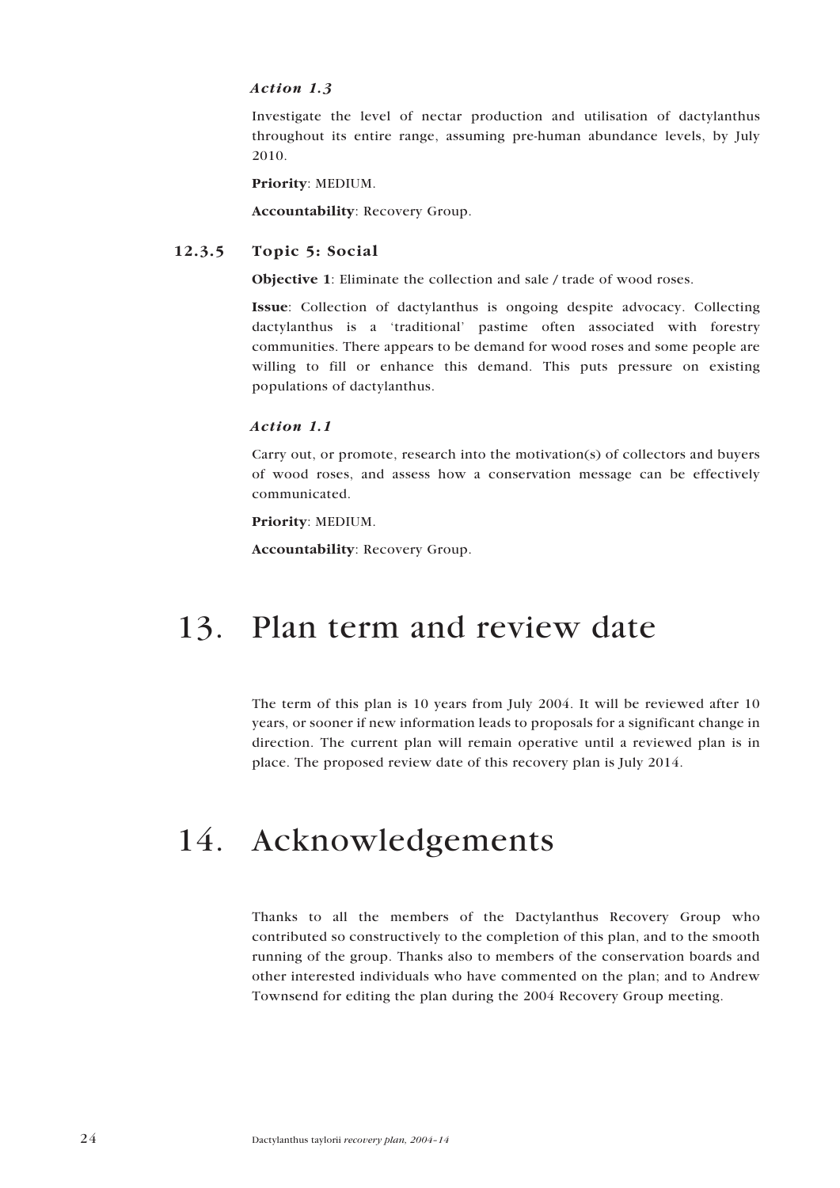#### *Action 1.3*

Investigate the level of nectar production and utilisation of dactylanthus throughout its entire range, assuming pre-human abundance levels, by July 2010.

**Priority**: MEDIUM.

**Accountability**: Recovery Group.

### 12.3.5 Topic 5: Social

**Objective 1**: Eliminate the collection and sale / trade of wood roses.

**Issue**: Collection of dactylanthus is ongoing despite advocacy. Collecting dactylanthus is a 'traditional' pastime often associated with forestry communities. There appears to be demand for wood roses and some people are willing to fill or enhance this demand. This puts pressure on existing populations of dactylanthus.

#### *Action 1.1*

Carry out, or promote, research into the motivation(s) of collectors and buyers of wood roses, and assess how a conservation message can be effectively communicated.

**Priority**: MEDIUM.

**Accountability**: Recovery Group.

# 13. Plan term and review date

The term of this plan is 10 years from July 2004. It will be reviewed after 10 years, or sooner if new information leads to proposals for a significant change in direction. The current plan will remain operative until a reviewed plan is in place. The proposed review date of this recovery plan is July 2014.

# 14. Acknowledgements

Thanks to all the members of the Dactylanthus Recovery Group who contributed so constructively to the completion of this plan, and to the smooth running of the group. Thanks also to members of the conservation boards and other interested individuals who have commented on the plan; and to Andrew Townsend for editing the plan during the 2004 Recovery Group meeting.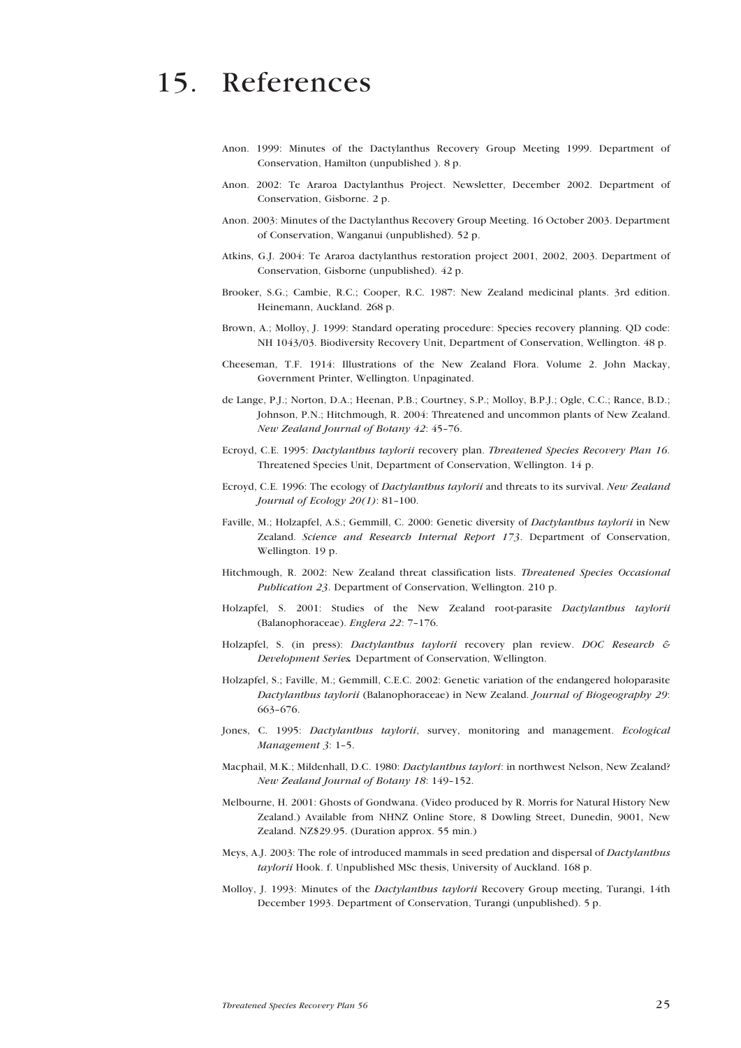# 15. References

Anon. 1999: Minutes of the Dactylanthus Recovery Group Meeting 1999. Department of Conservation, Hamilton (unpublished ). 8 p.

Anon. 2002: Te Araroa Dactylanthus Project. Newsletter, December 2002. Department of Conservation, Gisborne. 2 p.

Anon. 2003: Minutes of the Dactylanthus Recovery Group Meeting. 16 October 2003. Department of Conservation, Wanganui (unpublished). 52 p.

Atkins, G.J. 2004: Te Araroa dactylanthus restoration project 2001, 2002, 2003. Department of Conservation, Gisborne (unpublished). 42 p.

Brooker, S.G.; Cambie, R.C.; Cooper, R.C. 1987: New Zealand medicinal plants. 3rd edition. Heinemann, Auckland. 268 p.

Brown, A.; Molloy, J. 1999: Standard operating procedure: Species recovery planning. QD code: NH 1043/03. Biodiversity Recovery Unit, Department of Conservation, Wellington. 48 p.

Cheeseman, T.F. 1914: Illustrations of the New Zealand Flora. Volume 2. John Mackay, Government Printer, Wellington. Unpaginated.

de Lange, P.J.; Norton, D.A.; Heenan, P.B.; Courtney, S.P.; Molloy, B.P.J.; Ogle, C.C.; Rance, B.D.; Johnson, P.N.; Hitchmough, R. 2004: Threatened and uncommon plants of New Zealand. *New Zealand Journal of Botany 42*: 45–76.

Ecroyd, C.E. 1995: *Dactylanthus taylorii* recovery plan. *Threatened Species Recovery Plan 16*. Threatened Species Unit, Department of Conservation, Wellington. 14 p.

Ecroyd, C.E. 1996: The ecology of *Dactylanthus taylorii* and threats to its survival. *New Zealand Journal of Ecology 20(1)*: 81–100.

Faville, M.; Holzapfel, A.S.; Gemmill, C. 2000: Genetic diversity of *Dactylanthus taylorii* in New Zealand. *Science and Research Internal Report 173*. Department of Conservation, Wellington. 19 p.

Hitchmough, R. 2002: New Zealand threat classification lists. *Threatened Species Occasional Publication 23*. Department of Conservation, Wellington. 210 p.

Holzapfel, S. 2001: Studies of the New Zealand root-parasite *Dactylanthus taylorii* (Balanophoraceae). *Englera 22*: 7–176.

Holzapfel, S. (in press): *Dactylanthus taylorii* recovery plan review. *DOC Research & Development Series*. Department of Conservation, Wellington.

Holzapfel, S.; Faville, M.; Gemmill, C.E.C. 2002: Genetic variation of the endangered holoparasite *Dactylanthus taylorii* (Balanophoraceae) in New Zealand. *Journal of Biogeography 29*: 663–676.

Jones, C. 1995: *Dactylanthus taylorii*, survey, monitoring and management. *Ecological Management 3*: 1–5.

Macphail, M.K.; Mildenhall, D.C. 1980: *Dactylanthus taylori*: in northwest Nelson, New Zealand? *New Zealand Journal of Botany 18*: 149–152.

Melbourne, H. 2001: Ghosts of Gondwana. (Video produced by R. Morris for Natural History New Zealand.) Available from NHNZ Online Store, 8 Dowling Street, Dunedin, 9001, New Zealand. NZ$29.95. (Duration approx. 55 min.)

Meys, A.J. 2003: The role of introduced mammals in seed predation and dispersal of *Dactylanthus taylorii* Hook. f. Unpublished MSc thesis, University of Auckland. 168 p.

Molloy, J. 1993: Minutes of the *Dactylanthus taylorii* Recovery Group meeting, Turangi, 14th December 1993. Department of Conservation, Turangi (unpublished). 5 p.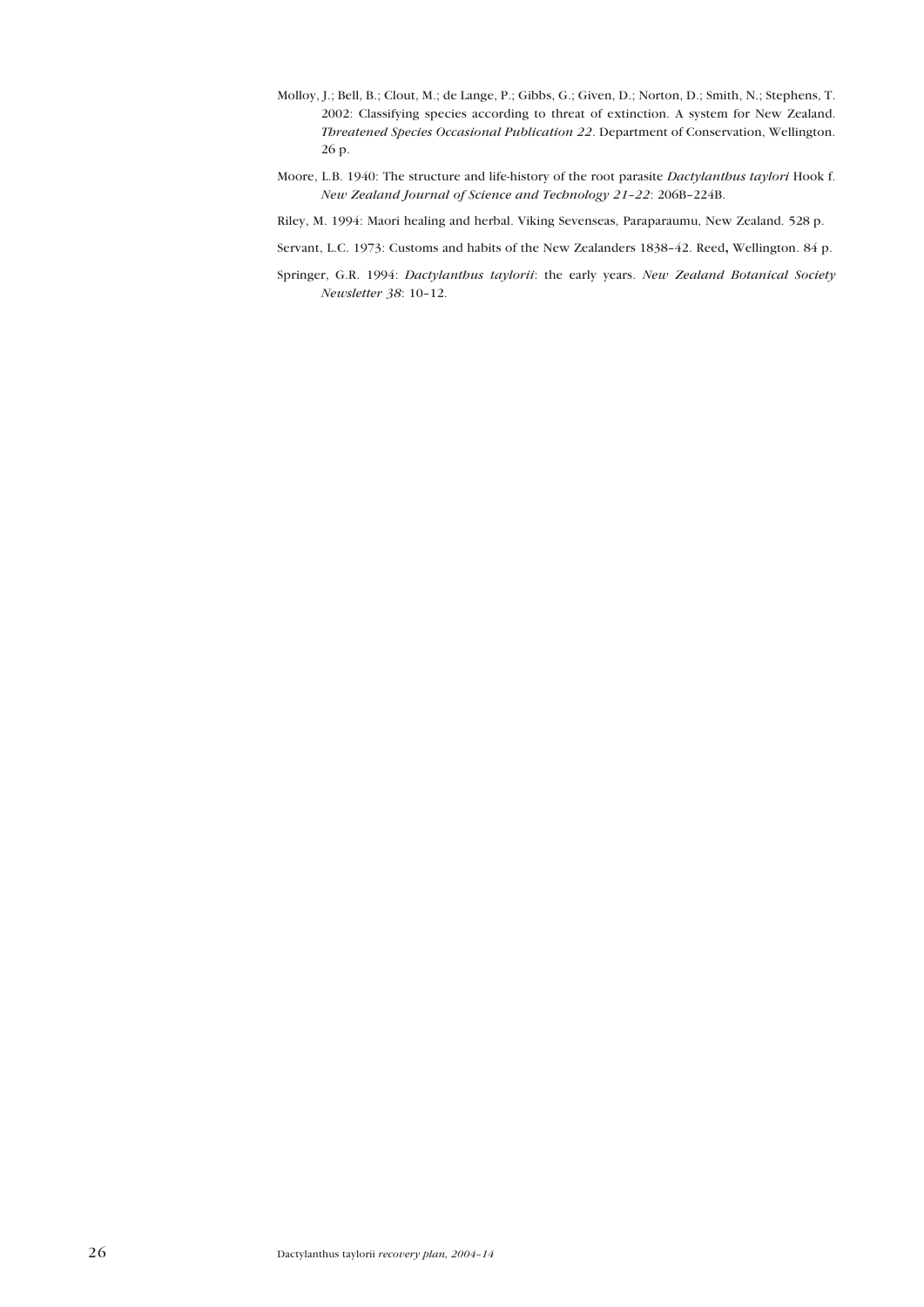Molloy, J.; Bell, B.; Clout, M.; de Lange, P.; Gibbs, G.; Given, D.; Norton, D.; Smith, N.; Stephens, T. 2002: Classifying species according to threat of extinction. A system for New Zealand. *Threatened Species Occasional Publication 22*. Department of Conservation, Wellington. 26 p.

Moore, L.B. 1940: The structure and life-history of the root parasite *Dactylanthus taylori* Hook f. *New Zealand Journal of Science and Technology 21–22*: 206B–224B.

Riley, M. 1994: Maori healing and herbal. Viking Sevenseas, Paraparaumu, New Zealand. 528 p.

Servant, L.C. 1973: Customs and habits of the New Zealanders 1838–42. Reed, Wellington. 84 p.

Springer, G.R. 1994: *Dactylanthus taylorii*: the early years. *New Zealand Botanical Society Newsletter 38*: 10–12.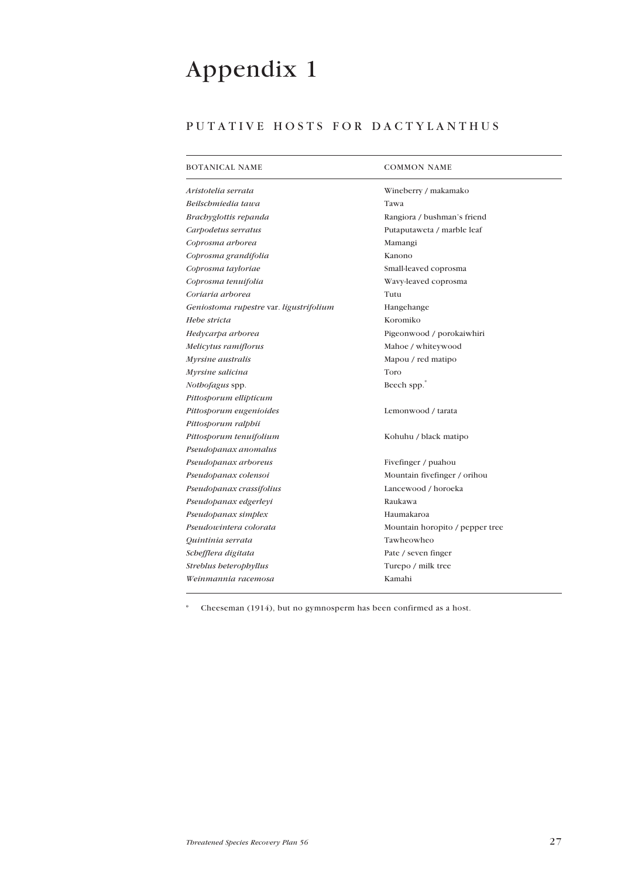# Appendix 1

## PUTATIVE HOSTS FOR DACTYLANTHUS

| BOTANICAL NAME | COMMON NAME |
|---|---|
| *Aristotelia serrata* | Wineberry / makamako |
| *Beilschmiedia tawa* | Tawa |
| *Brachyglottis repanda* | Rangiora / bushman's friend |
| *Carpodetus serratus* | Putaputaweta / marble leaf |
| *Coprosma arborea* | Mamangi |
| *Coprosma grandifolia* | Kanono |
| *Coprosma tayloriae* | Small-leaved coprosma |
| *Coprosma tenuifolia* | Wavy-leaved coprosma |
| *Coriaria arborea* | Tutu |
| *Geniostoma rupestre* var. *ligustrifolium* | Hangehange |
| *Hebe stricta* | Koromiko |
| *Hedycarpa arborea* | Pigeonwood / porokaiwhiri |
| *Melicytus ramiflorus* | Mahoe / whiteywood |
| *Myrsine australis* | Mapou / red matipo |
| *Myrsine salicina* | Toro |
| *Nothofagus* spp. | Beech spp.* |
| *Pittosporum ellipticum* | |
| *Pittosporum eugenioides* | Lemonwood / tarata |
| *Pittosporum ralphii* | |
| *Pittosporum tenuifolium* | Kohuhu / black matipo |
| *Pseudopanax anomalus* | |
| *Pseudopanax arboreus* | Fivefinger / puahou |
| *Pseudopanax colensoi* | Mountain fivefinger / orihou |
| *Pseudopanax crassifolius* | Lancewood / horoeka |
| *Pseudopanax edgerleyi* | Raukawa |
| *Pseudopanax simplex* | Haumakaroa |
| *Pseudowintera colorata* | Mountain horopito / pepper tree |
| *Quintinia serrata* | Tawheowheo |
| *Schefflera digitata* | Pate / seven finger |
| *Streblus heterophyllus* | Turepo / milk tree |
| *Weinmannia racemosa* | Kamahi |

\* Cheeseman (1914), but no gymnosperm has been confirmed as a host.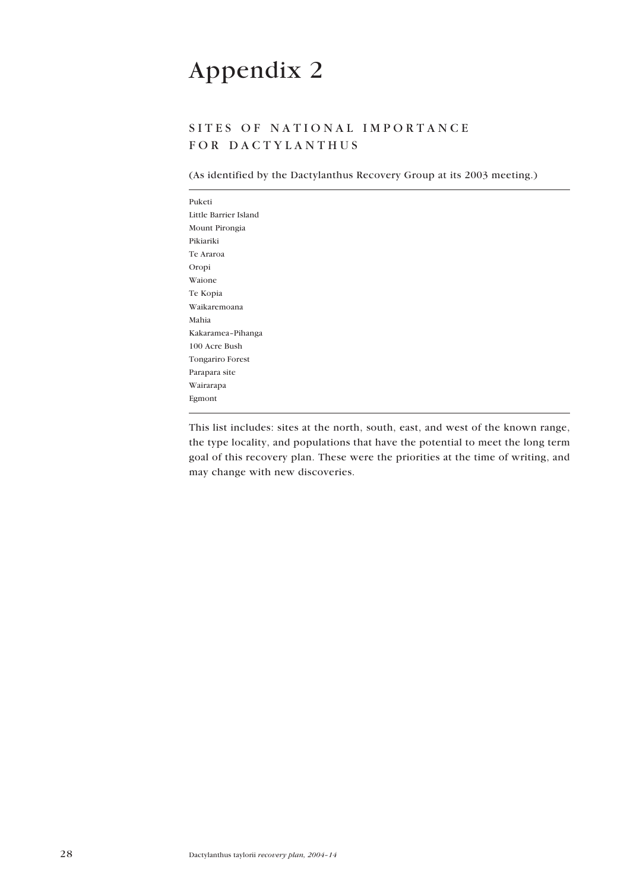# Appendix 2

## SITES OF NATIONAL IMPORTANCE FOR DACTYLANTHUS

(As identified by the Dactylanthus Recovery Group at its 2003 meeting.)

Puketi
Little Barrier Island
Mount Pirongia
Pikiariki
Te Araroa
Oropi
Waione
Te Kopia
Waikaremoana
Mahia
Kakaramea–Pihanga
100 Acre Bush
Tongariro Forest
Parapara site
Wairarapa
Egmont

This list includes: sites at the north, south, east, and west of the known range, the type locality, and populations that have the potential to meet the long term goal of this recovery plan. These were the priorities at the time of writing, and may change with new discoveries.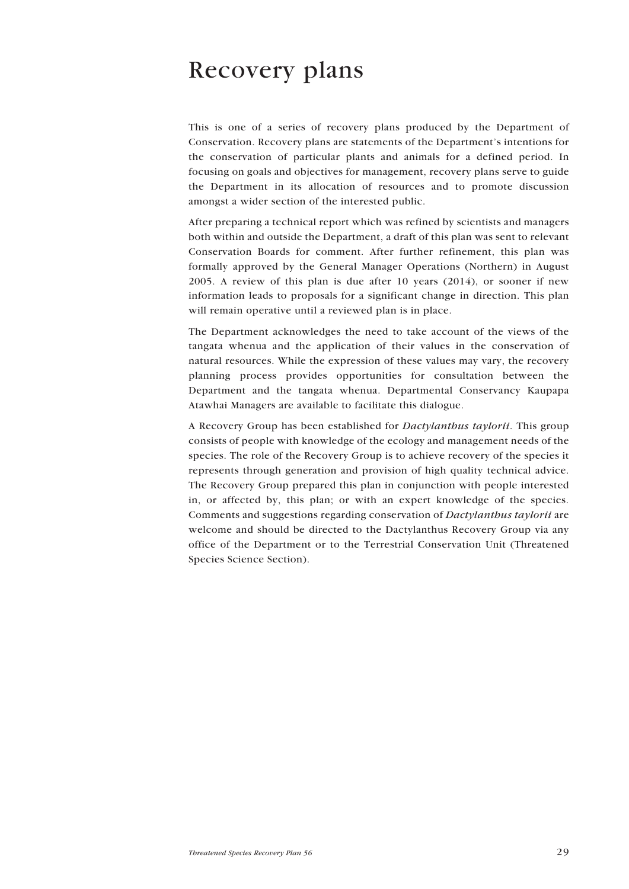# Recovery plans

This is one of a series of recovery plans produced by the Department of Conservation. Recovery plans are statements of the Department's intentions for the conservation of particular plants and animals for a defined period. In focusing on goals and objectives for management, recovery plans serve to guide the Department in its allocation of resources and to promote discussion amongst a wider section of the interested public.

After preparing a technical report which was refined by scientists and managers both within and outside the Department, a draft of this plan was sent to relevant Conservation Boards for comment. After further refinement, this plan was formally approved by the General Manager Operations (Northern) in August 2005. A review of this plan is due after 10 years (2014), or sooner if new information leads to proposals for a significant change in direction. This plan will remain operative until a reviewed plan is in place.

The Department acknowledges the need to take account of the views of the tangata whenua and the application of their values in the conservation of natural resources. While the expression of these values may vary, the recovery planning process provides opportunities for consultation between the Department and the tangata whenua. Departmental Conservancy Kaupapa Atawhai Managers are available to facilitate this dialogue.

A Recovery Group has been established for *Dactylanthus taylorii*. This group consists of people with knowledge of the ecology and management needs of the species. The role of the Recovery Group is to achieve recovery of the species it represents through generation and provision of high quality technical advice. The Recovery Group prepared this plan in conjunction with people interested in, or affected by, this plan; or with an expert knowledge of the species. Comments and suggestions regarding conservation of *Dactylanthus taylorii* are welcome and should be directed to the Dactylanthus Recovery Group via any office of the Department or to the Terrestrial Conservation Unit (Threatened Species Science Section).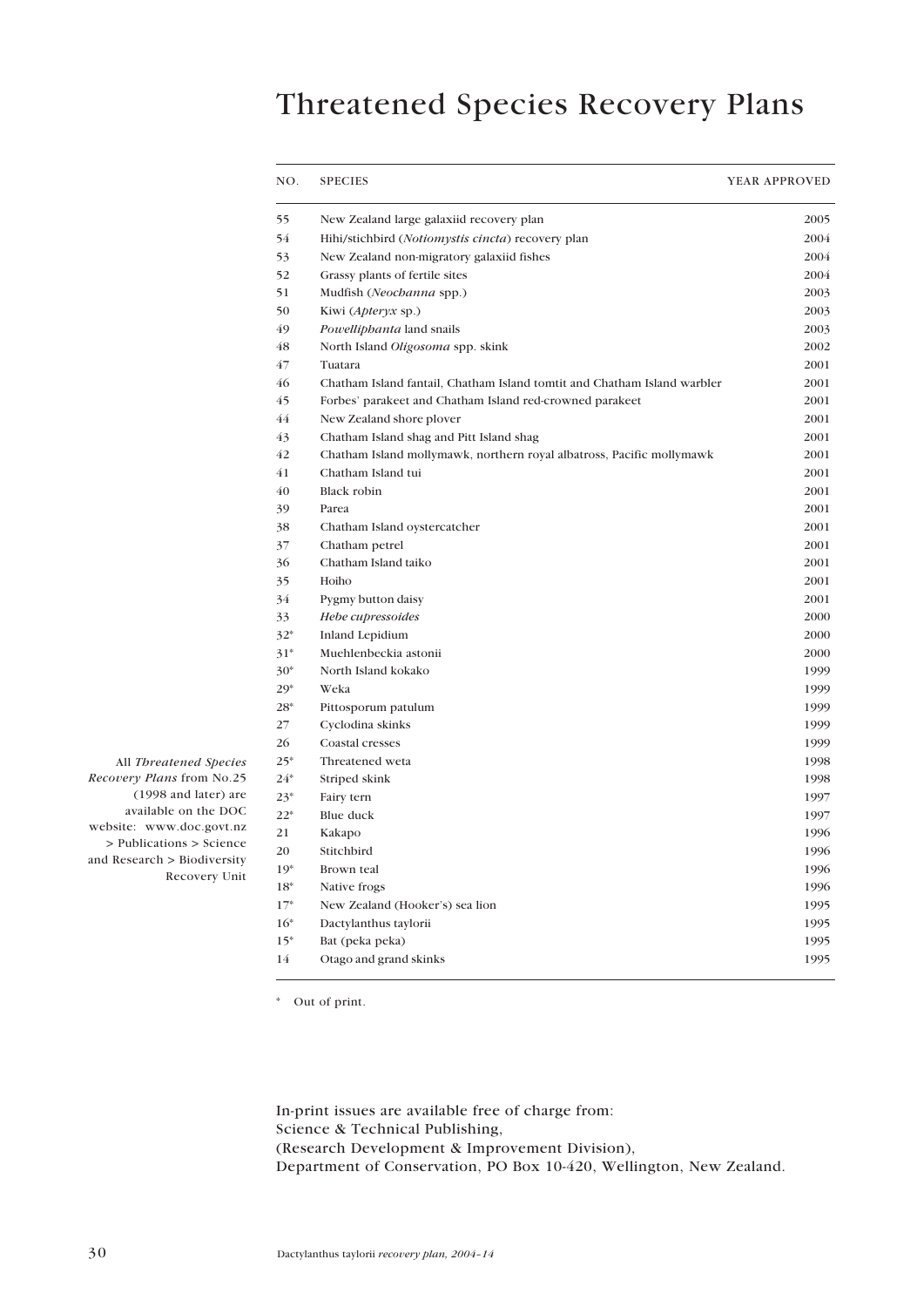# Threatened Species Recovery Plans

| NO. | SPECIES | YEAR APPROVED |
|---|---|---|
| 55 | New Zealand large galaxiid recovery plan | 2005 |
| 54 | Hihi/stichbird (*Notiomystis cincta*) recovery plan | 2004 |
| 53 | New Zealand non-migratory galaxiid fishes | 2004 |
| 52 | Grassy plants of fertile sites | 2004 |
| 51 | Mudfish (*Neochanna* spp.) | 2003 |
| 50 | Kiwi (*Apteryx* sp.) | 2003 |
| 49 | *Powelliphanta* land snails | 2003 |
| 48 | North Island *Oligosoma* spp. skink | 2002 |
| 47 | Tuatara | 2001 |
| 46 | Chatham Island fantail, Chatham Island tomtit and Chatham Island warbler | 2001 |
| 45 | Forbes' parakeet and Chatham Island red-crowned parakeet | 2001 |
| 44 | New Zealand shore plover | 2001 |
| 43 | Chatham Island shag and Pitt Island shag | 2001 |
| 42 | Chatham Island mollymawk, northern royal albatross, Pacific mollymawk | 2001 |
| 41 | Chatham Island tui | 2001 |
| 40 | Black robin | 2001 |
| 39 | Parea | 2001 |
| 38 | Chatham Island oystercatcher | 2001 |
| 37 | Chatham petrel | 2001 |
| 36 | Chatham Island taiko | 2001 |
| 35 | Hoiho | 2001 |
| 34 | Pygmy button daisy | 2001 |
| 33 | *Hebe cupressoides* | 2000 |
| 32* | Inland Lepidium | 2000 |
| 31* | Muehlenbeckia astonii | 2000 |
| 30* | North Island kokako | 1999 |
| 29* | Weka | 1999 |
| 28* | Pittosporum patulum | 1999 |
| 27 | Cyclodina skinks | 1999 |
| 26 | Coastal cresses | 1999 |
| 25* | Threatened weta | 1998 |
| 24* | Striped skink | 1998 |
| 23* | Fairy tern | 1997 |
| 22* | Blue duck | 1997 |
| 21 | Kakapo | 1996 |
| 20 | Stitchbird | 1996 |
| 19* | Brown teal | 1996 |
| 18* | Native frogs | 1996 |
| 17* | New Zealand (Hooker's) sea lion | 1995 |
| 16* | Dactylanthus taylorii | 1995 |
| 15* | Bat (peka peka) | 1995 |
| 14 | Otago and grand skinks | 1995 |

\* Out of print.

All *Threatened Species Recovery Plans* from No.25 (1998 and later) are available on the DOC website: www.doc.govt.nz > Publications > Science and Research > Biodiversity Recovery Unit

In-print issues are available free of charge from:
Science & Technical Publishing,
(Research Development & Improvement Division),
Department of Conservation, PO Box 10-420, Wellington, New Zealand.